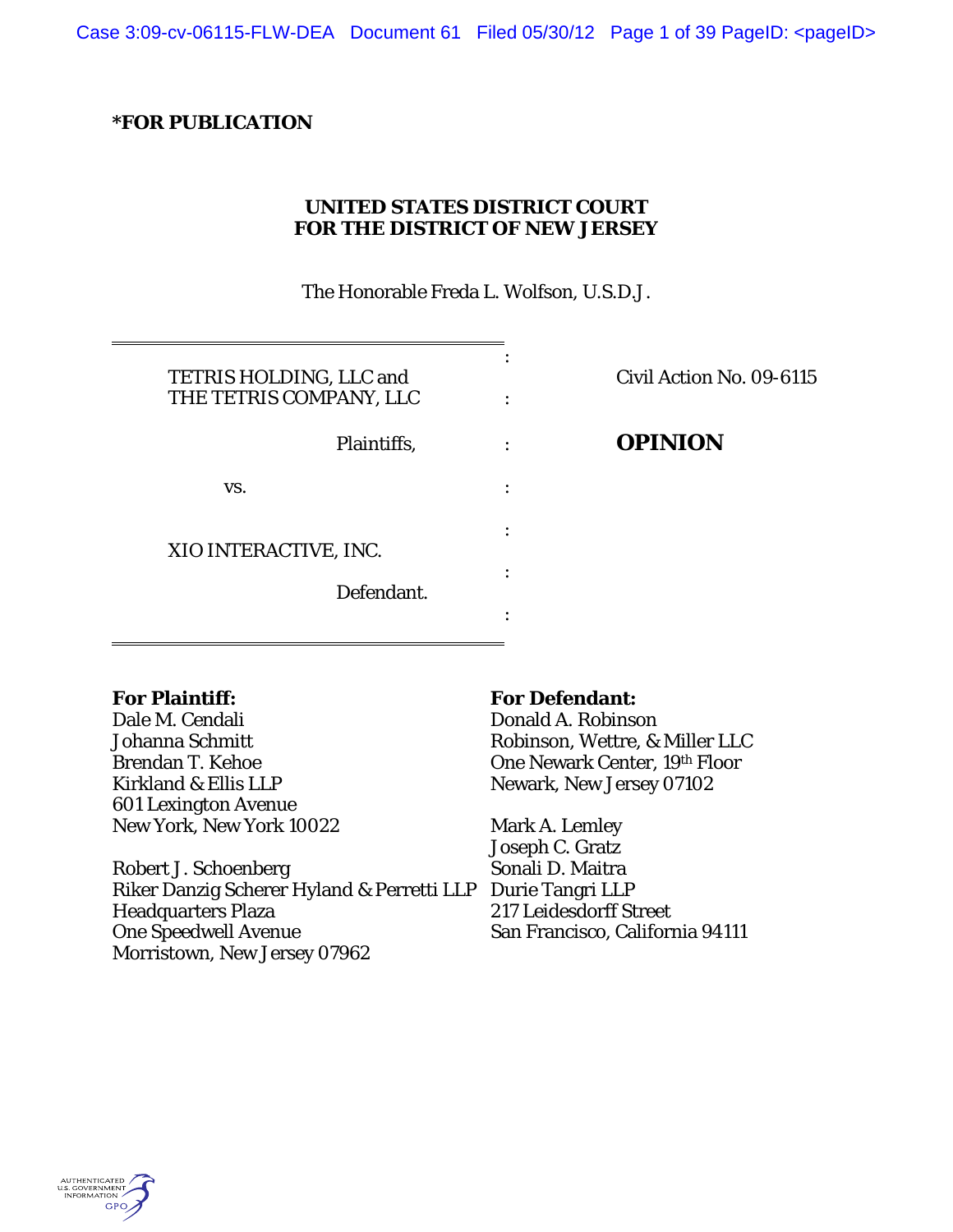**\*FOR PUBLICATION**

**UNITED STATES DISTRICT COURT**
**FOR THE DISTRICT OF NEW JERSEY**

The Honorable Freda L. Wolfson, U.S.D.J.

| | |
|---|---|
| TETRIS HOLDING, LLC and THE TETRIS COMPANY, LLC<br><br>Plaintiffs,<br><br>vs.<br><br>XIO INTERACTIVE, INC.<br><br>Defendant. | Civil Action No. 09-6115<br><br>**OPINION** |

**For Plaintiff:**
Dale M. Cendali
Johanna Schmitt
Brendan T. Kehoe
Kirkland & Ellis LLP
601 Lexington Avenue
New York, New York 10022

Robert J. Schoenberg
Riker Danzig Scherer Hyland & Perretti LLP
Headquarters Plaza
One Speedwell Avenue
Morristown, New Jersey 07962

**For Defendant:**
Donald A. Robinson
Robinson, Wettre, & Miller LLC
One Newark Center, 19th Floor
Newark, New Jersey 07102

Mark A. Lemley
Joseph C. Gratz
Sonali D. Maitra
Durie Tangri LLP
217 Leidesdorff Street
San Francisco, California 94111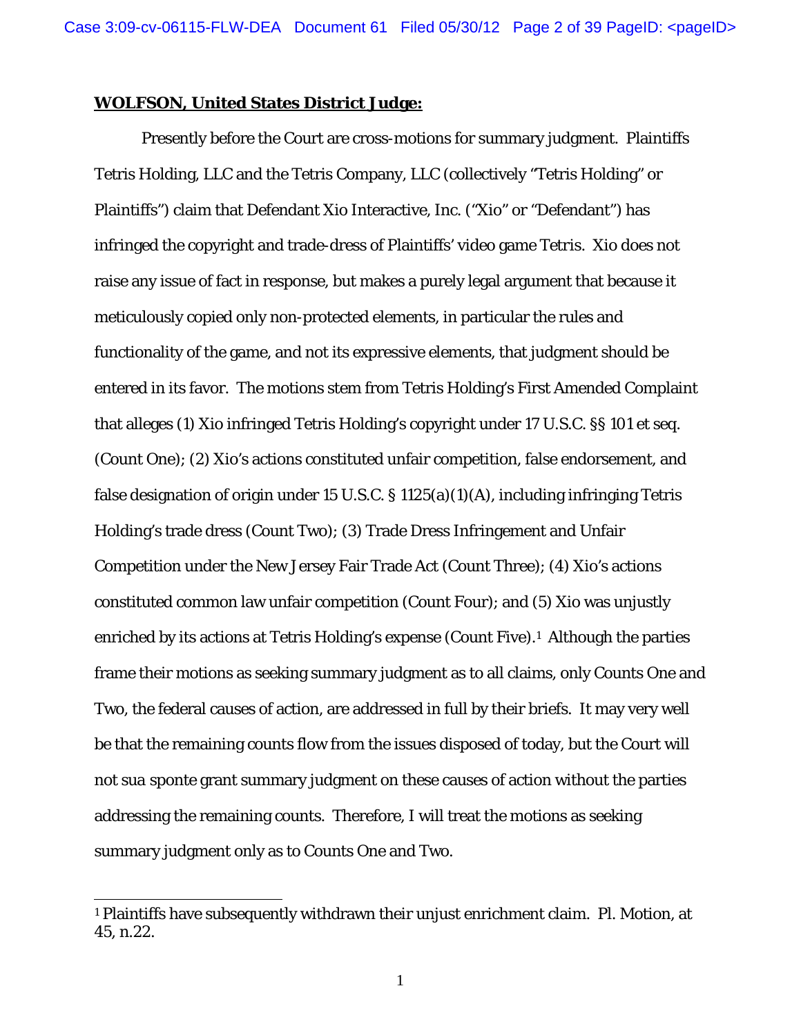**WOLFSON, United States District Judge:**

Presently before the Court are cross-motions for summary judgment. Plaintiffs Tetris Holding, LLC and the Tetris Company, LLC (collectively "Tetris Holding" or Plaintiffs") claim that Defendant Xio Interactive, Inc. ("Xio" or "Defendant") has infringed the copyright and trade-dress of Plaintiffs' video game Tetris. Xio does not raise any issue of fact in response, but makes a purely legal argument that because it meticulously copied only non-protected elements, in particular the rules and functionality of the game, and not its expressive elements, that judgment should be entered in its favor. The motions stem from Tetris Holding's First Amended Complaint that alleges (1) Xio infringed Tetris Holding's copyright under 17 U.S.C. §§ 101 et seq. (Count One); (2) Xio's actions constituted unfair competition, false endorsement, and false designation of origin under 15 U.S.C. § 1125(a)(1)(A), including infringing Tetris Holding's trade dress (Count Two); (3) Trade Dress Infringement and Unfair Competition under the New Jersey Fair Trade Act (Count Three); (4) Xio's actions constituted common law unfair competition (Count Four); and (5) Xio was unjustly enriched by its actions at Tetris Holding's expense (Count Five).[1] Although the parties frame their motions as seeking summary judgment as to all claims, only Counts One and Two, the federal causes of action, are addressed in full by their briefs. It may very well be that the remaining counts flow from the issues disposed of today, but the Court will not sua sponte grant summary judgment on these causes of action without the parties addressing the remaining counts. Therefore, I will treat the motions as seeking summary judgment only as to Counts One and Two.

[1] Plaintiffs have subsequently withdrawn their unjust enrichment claim. Pl. Motion, at 45, n.22.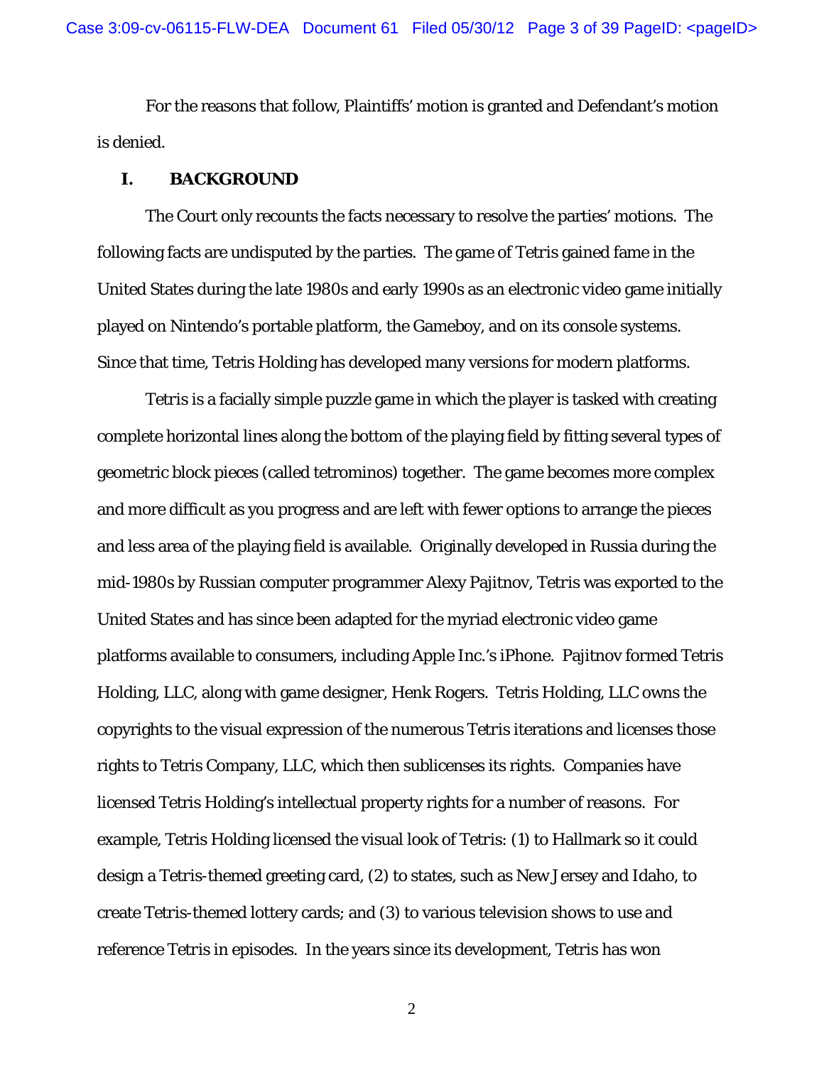For the reasons that follow, Plaintiffs' motion is granted and Defendant's motion is denied.

## I. BACKGROUND

The Court only recounts the facts necessary to resolve the parties' motions. The following facts are undisputed by the parties. The game of Tetris gained fame in the United States during the late 1980s and early 1990s as an electronic video game initially played on Nintendo's portable platform, the Gameboy, and on its console systems. Since that time, Tetris Holding has developed many versions for modern platforms.

Tetris is a facially simple puzzle game in which the player is tasked with creating complete horizontal lines along the bottom of the playing field by fitting several types of geometric block pieces (called tetrominos) together. The game becomes more complex and more difficult as you progress and are left with fewer options to arrange the pieces and less area of the playing field is available. Originally developed in Russia during the mid-1980s by Russian computer programmer Alexy Pajitnov, Tetris was exported to the United States and has since been adapted for the myriad electronic video game platforms available to consumers, including Apple Inc.'s iPhone. Pajitnov formed Tetris Holding, LLC, along with game designer, Henk Rogers. Tetris Holding, LLC owns the copyrights to the visual expression of the numerous Tetris iterations and licenses those rights to Tetris Company, LLC, which then sublicenses its rights. Companies have licensed Tetris Holding's intellectual property rights for a number of reasons. For example, Tetris Holding licensed the visual look of Tetris: (1) to Hallmark so it could design a Tetris-themed greeting card, (2) to states, such as New Jersey and Idaho, to create Tetris-themed lottery cards; and (3) to various television shows to use and reference Tetris in episodes. In the years since its development, Tetris has won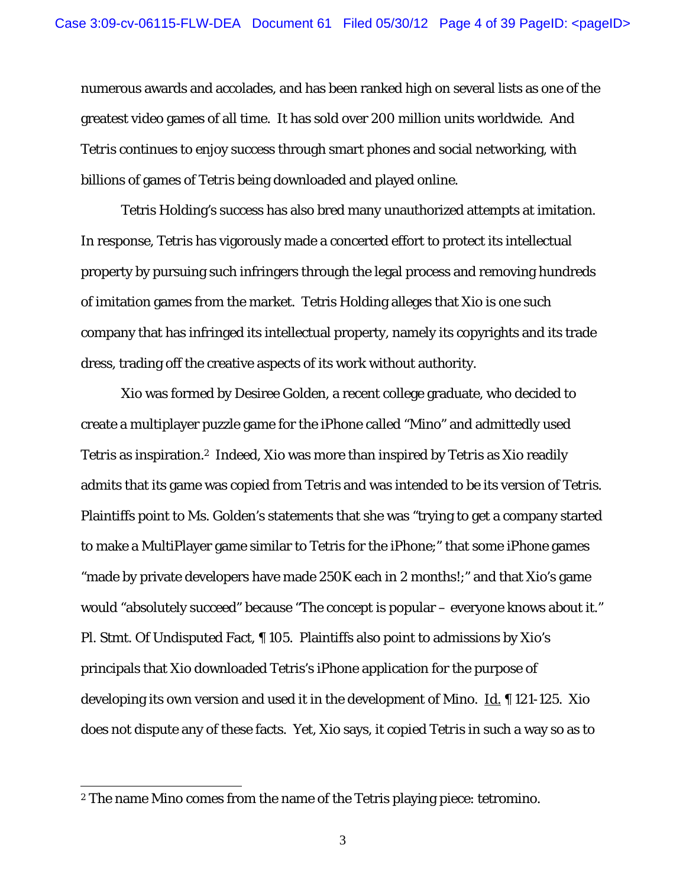numerous awards and accolades, and has been ranked high on several lists as one of the greatest video games of all time. It has sold over 200 million units worldwide. And Tetris continues to enjoy success through smart phones and social networking, with billions of games of Tetris being downloaded and played online.

Tetris Holding's success has also bred many unauthorized attempts at imitation. In response, Tetris has vigorously made a concerted effort to protect its intellectual property by pursuing such infringers through the legal process and removing hundreds of imitation games from the market. Tetris Holding alleges that Xio is one such company that has infringed its intellectual property, namely its copyrights and its trade dress, trading off the creative aspects of its work without authority.

Xio was formed by Desiree Golden, a recent college graduate, who decided to create a multiplayer puzzle game for the iPhone called "Mino" and admittedly used Tetris as inspiration.[2] Indeed, Xio was more than inspired by Tetris as Xio readily admits that its game was copied from Tetris and was intended to be its version of Tetris. Plaintiffs point to Ms. Golden's statements that she was "trying to get a company started to make a MultiPlayer game similar to Tetris for the iPhone;" that some iPhone games "made by private developers have made 250K each in 2 months!;" and that Xio's game would "absolutely succeed" because "The concept is popular – everyone knows about it." Pl. Stmt. Of Undisputed Fact, ¶ 105. Plaintiffs also point to admissions by Xio's principals that Xio downloaded Tetris's iPhone application for the purpose of developing its own version and used it in the development of Mino. Id. ¶ 121-125. Xio does not dispute any of these facts. Yet, Xio says, it copied Tetris in such a way so as to

---

[2] The name Mino comes from the name of the Tetris playing piece: tetromino.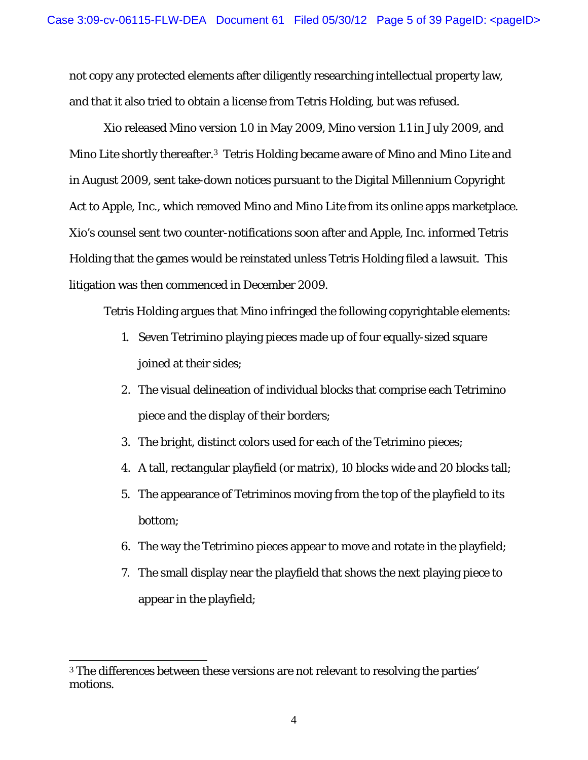not copy any protected elements after diligently researching intellectual property law, and that it also tried to obtain a license from Tetris Holding, but was refused.

Xio released Mino version 1.0 in May 2009, Mino version 1.1 in July 2009, and Mino Lite shortly thereafter.[3] Tetris Holding became aware of Mino and Mino Lite and in August 2009, sent take-down notices pursuant to the Digital Millennium Copyright Act to Apple, Inc., which removed Mino and Mino Lite from its online apps marketplace. Xio's counsel sent two counter-notifications soon after and Apple, Inc. informed Tetris Holding that the games would be reinstated unless Tetris Holding filed a lawsuit. This litigation was then commenced in December 2009.

Tetris Holding argues that Mino infringed the following copyrightable elements:

1. Seven Tetrimino playing pieces made up of four equally-sized square joined at their sides;
2. The visual delineation of individual blocks that comprise each Tetrimino piece and the display of their borders;
3. The bright, distinct colors used for each of the Tetrimino pieces;
4. A tall, rectangular playfield (or matrix), 10 blocks wide and 20 blocks tall;
5. The appearance of Tetriminos moving from the top of the playfield to its bottom;
6. The way the Tetrimino pieces appear to move and rotate in the playfield;
7. The small display near the playfield that shows the next playing piece to appear in the playfield;

---

[3] The differences between these versions are not relevant to resolving the parties' motions.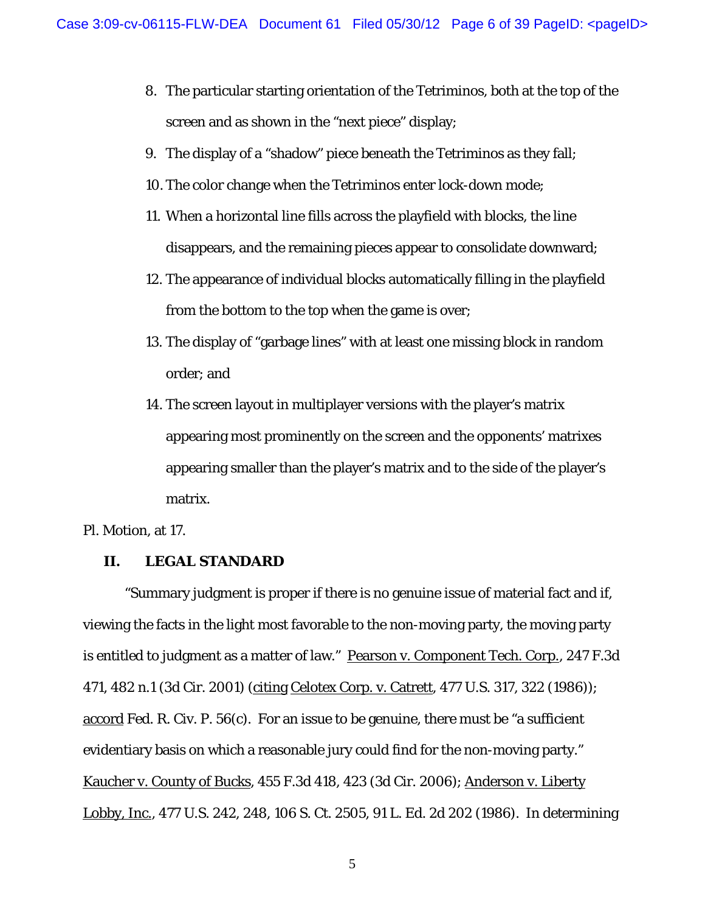8. The particular starting orientation of the Tetriminos, both at the top of the screen and as shown in the "next piece" display;
9. The display of a "shadow" piece beneath the Tetriminos as they fall;
10. The color change when the Tetriminos enter lock-down mode;
11. When a horizontal line fills across the playfield with blocks, the line disappears, and the remaining pieces appear to consolidate downward;
12. The appearance of individual blocks automatically filling in the playfield from the bottom to the top when the game is over;
13. The display of "garbage lines" with at least one missing block in random order; and
14. The screen layout in multiplayer versions with the player's matrix appearing most prominently on the screen and the opponents' matrixes appearing smaller than the player's matrix and to the side of the player's matrix.

Pl. Motion, at 17.

## II. LEGAL STANDARD

"Summary judgment is proper if there is no genuine issue of material fact and if, viewing the facts in the light most favorable to the non-moving party, the moving party is entitled to judgment as a matter of law." Pearson v. Component Tech. Corp., 247 F.3d 471, 482 n.1 (3d Cir. 2001) (citing Celotex Corp. v. Catrett, 477 U.S. 317, 322 (1986)); accord Fed. R. Civ. P. 56(c). For an issue to be genuine, there must be "a sufficient evidentiary basis on which a reasonable jury could find for the non-moving party." Kaucher v. County of Bucks, 455 F.3d 418, 423 (3d Cir. 2006); Anderson v. Liberty Lobby, Inc., 477 U.S. 242, 248, 106 S. Ct. 2505, 91 L. Ed. 2d 202 (1986). In determining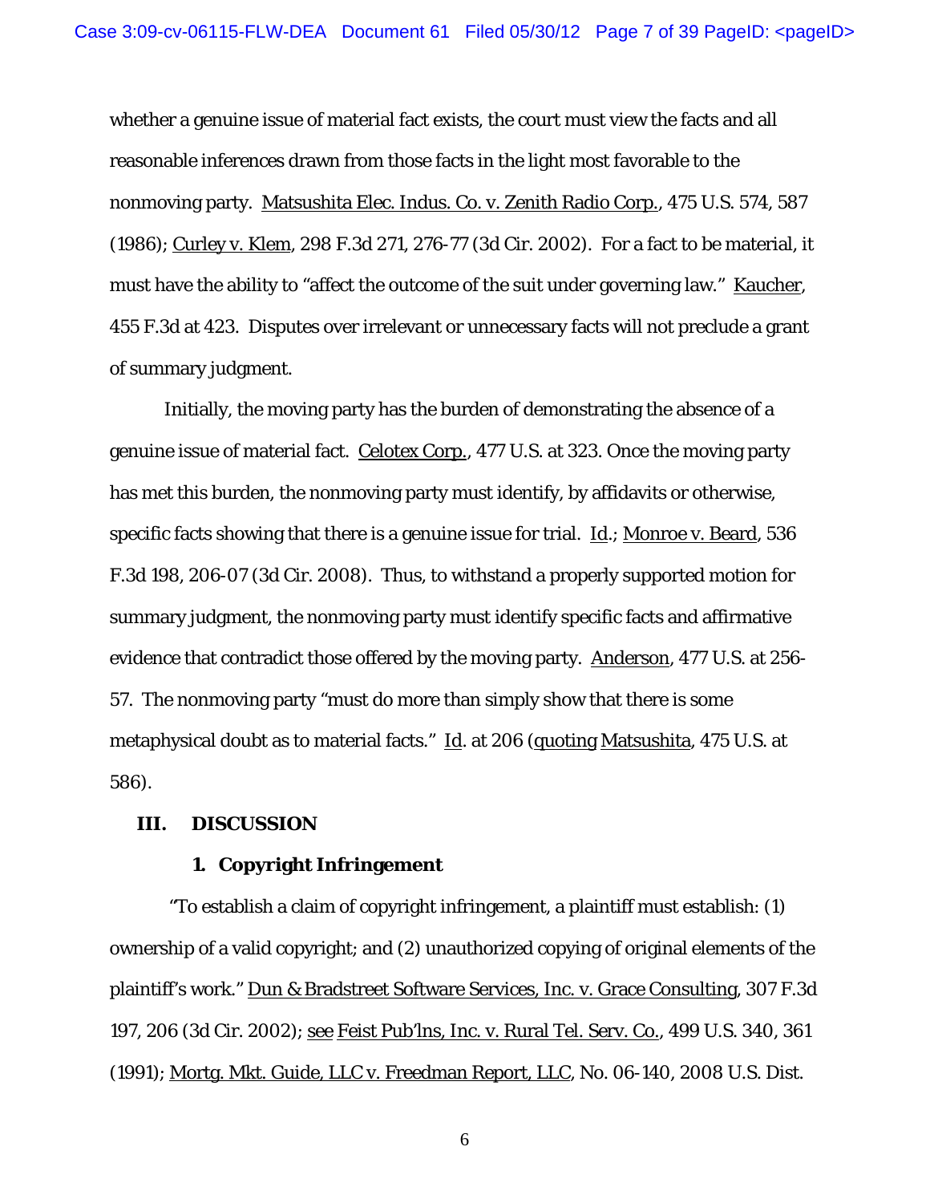whether a genuine issue of material fact exists, the court must view the facts and all reasonable inferences drawn from those facts in the light most favorable to the nonmoving party. Matsushita Elec. Indus. Co. v. Zenith Radio Corp., 475 U.S. 574, 587 (1986); Curley v. Klem, 298 F.3d 271, 276-77 (3d Cir. 2002). For a fact to be material, it must have the ability to "affect the outcome of the suit under governing law." Kaucher, 455 F.3d at 423. Disputes over irrelevant or unnecessary facts will not preclude a grant of summary judgment.

Initially, the moving party has the burden of demonstrating the absence of a genuine issue of material fact. Celotex Corp., 477 U.S. at 323. Once the moving party has met this burden, the nonmoving party must identify, by affidavits or otherwise, specific facts showing that there is a genuine issue for trial. Id.; Monroe v. Beard, 536 F.3d 198, 206-07 (3d Cir. 2008). Thus, to withstand a properly supported motion for summary judgment, the nonmoving party must identify specific facts and affirmative evidence that contradict those offered by the moving party. Anderson, 477 U.S. at 256-57. The nonmoving party "must do more than simply show that there is some metaphysical doubt as to material facts." Id. at 206 (quoting Matsushita, 475 U.S. at 586).

## III. DISCUSSION

### 1. Copyright Infringement

"To establish a claim of copyright infringement, a plaintiff must establish: (1) ownership of a valid copyright; and (2) unauthorized copying of original elements of the plaintiff's work." Dun & Bradstreet Software Services, Inc. v. Grace Consulting, 307 F.3d 197, 206 (3d Cir. 2002); see Feist Pub'lns, Inc. v. Rural Tel. Serv. Co., 499 U.S. 340, 361 (1991); Mortg. Mkt. Guide, LLC v. Freedman Report, LLC, No. 06-140, 2008 U.S. Dist.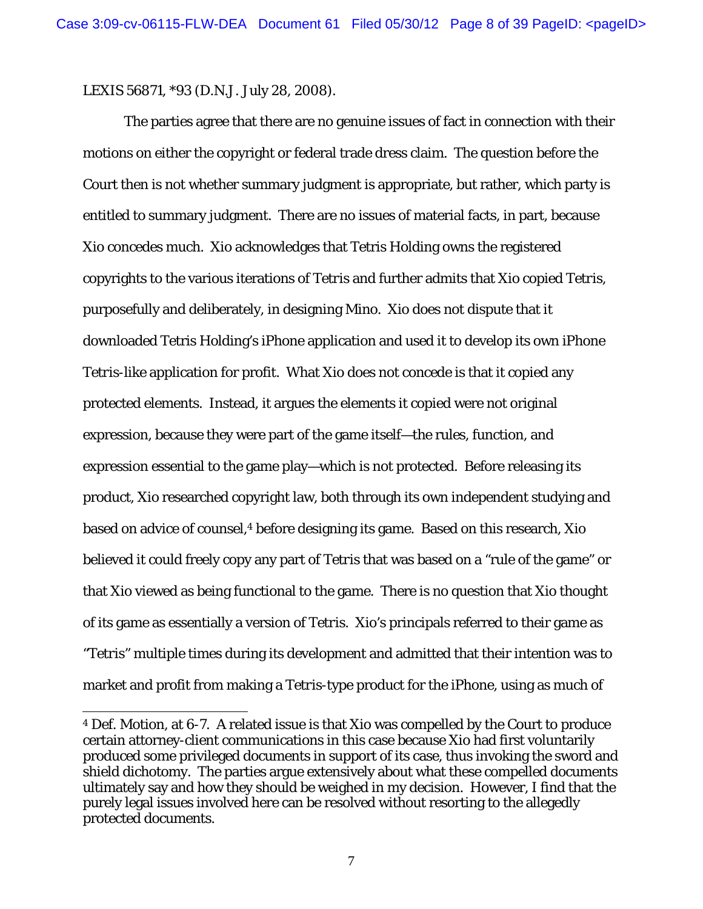LEXIS 56871, *93 (D.N.J. July 28, 2008).

The parties agree that there are no genuine issues of fact in connection with their motions on either the copyright or federal trade dress claim. The question before the Court then is not whether summary judgment is appropriate, but rather, which party is entitled to summary judgment. There are no issues of material facts, in part, because Xio concedes much. Xio acknowledges that Tetris Holding owns the registered copyrights to the various iterations of Tetris and further admits that Xio copied Tetris, purposefully and deliberately, in designing Mino. Xio does not dispute that it downloaded Tetris Holding's iPhone application and used it to develop its own iPhone Tetris-like application for profit. What Xio does not concede is that it copied any protected elements. Instead, it argues the elements it copied were not original expression, because they were part of the game itself—the rules, function, and expression essential to the game play—which is not protected. Before releasing its product, Xio researched copyright law, both through its own independent studying and based on advice of counsel,[4] before designing its game. Based on this research, Xio believed it could freely copy any part of Tetris that was based on a "rule of the game" or that Xio viewed as being functional to the game. There is no question that Xio thought of its game as essentially a version of Tetris. Xio's principals referred to their game as "Tetris" multiple times during its development and admitted that their intention was to market and profit from making a Tetris-type product for the iPhone, using as much of

[4] Def. Motion, at 6-7. A related issue is that Xio was compelled by the Court to produce certain attorney-client communications in this case because Xio had first voluntarily produced some privileged documents in support of its case, thus invoking the sword and shield dichotomy. The parties argue extensively about what these compelled documents ultimately say and how they should be weighed in my decision. However, I find that the purely legal issues involved here can be resolved without resorting to the allegedly protected documents.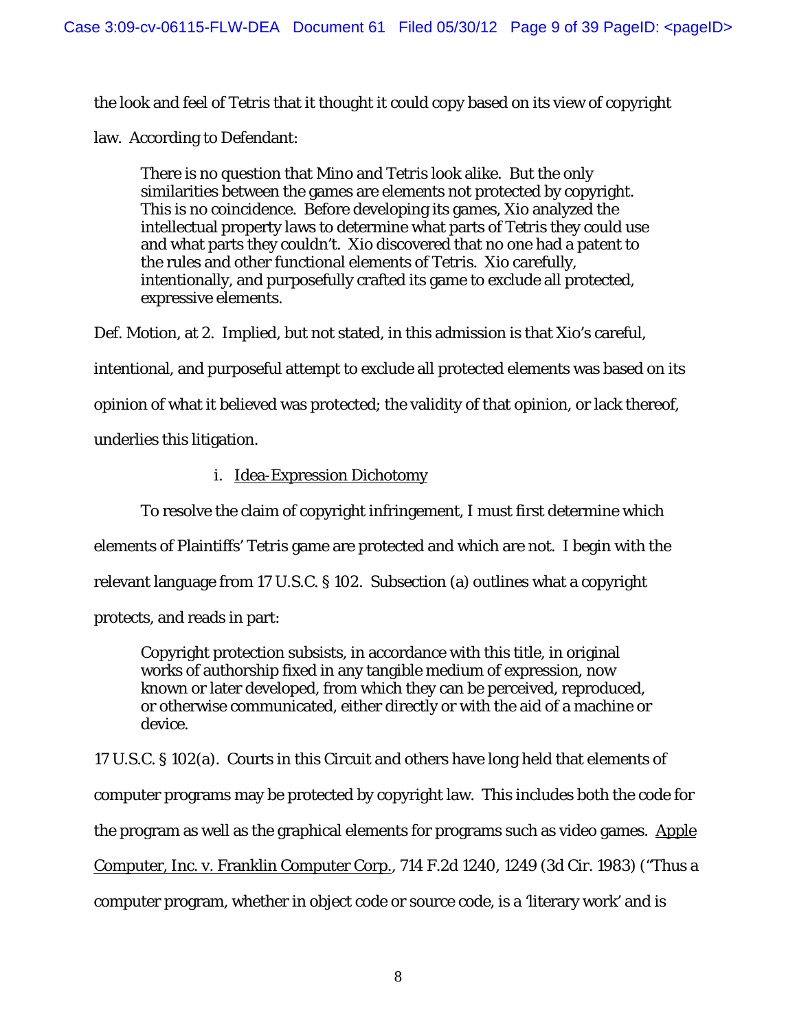the look and feel of Tetris that it thought it could copy based on its view of copyright law. According to Defendant:

> There is no question that Mino and Tetris look alike. But the only similarities between the games are elements not protected by copyright. This is no coincidence. Before developing its games, Xio analyzed the intellectual property laws to determine what parts of Tetris they could use and what parts they couldn't. Xio discovered that no one had a patent to the rules and other functional elements of Tetris. Xio carefully, intentionally, and purposefully crafted its game to exclude all protected, expressive elements.

Def. Motion, at 2. Implied, but not stated, in this admission is that Xio's careful, intentional, and purposeful attempt to exclude all protected elements was based on its opinion of what it believed was protected; the validity of that opinion, or lack thereof, underlies this litigation.

i. <u>Idea-Expression Dichotomy</u>

To resolve the claim of copyright infringement, I must first determine which elements of Plaintiffs' Tetris game are protected and which are not. I begin with the relevant language from 17 U.S.C. § 102. Subsection (a) outlines what a copyright protects, and reads in part:

> Copyright protection subsists, in accordance with this title, in original works of authorship fixed in any tangible medium of expression, now known or later developed, from which they can be perceived, reproduced, or otherwise communicated, either directly or with the aid of a machine or device.

17 U.S.C. § 102(a). Courts in this Circuit and others have long held that elements of computer programs may be protected by copyright law. This includes both the code for the program as well as the graphical elements for programs such as video games. <u>Apple Computer, Inc. v. Franklin Computer Corp.</u>, 714 F.2d 1240, 1249 (3d Cir. 1983) ("Thus a computer program, whether in object code or source code, is a 'literary work' and is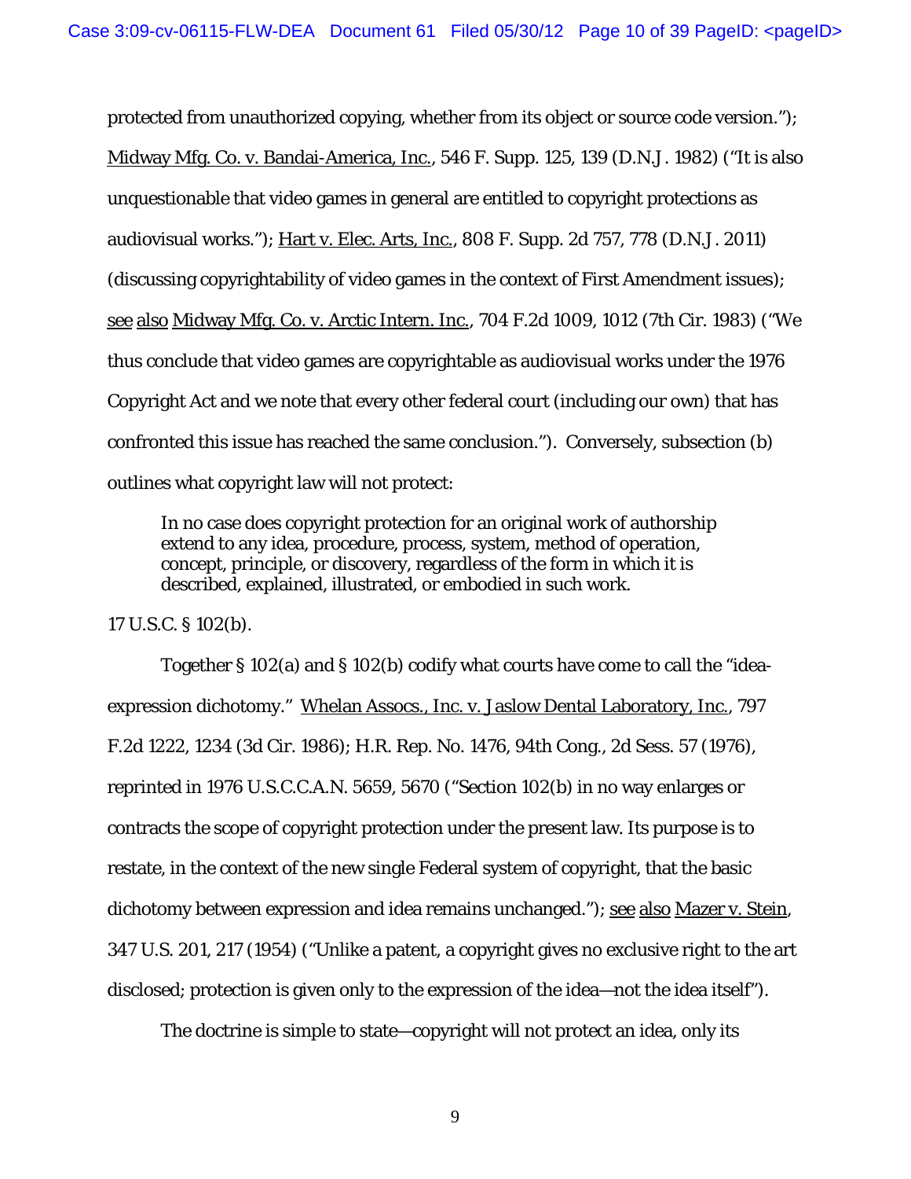protected from unauthorized copying, whether from its object or source code version."); Midway Mfg. Co. v. Bandai-America, Inc., 546 F. Supp. 125, 139 (D.N.J. 1982) ("It is also unquestionable that video games in general are entitled to copyright protections as audiovisual works."); Hart v. Elec. Arts, Inc., 808 F. Supp. 2d 757, 778 (D.N.J. 2011) (discussing copyrightability of video games in the context of First Amendment issues); see also Midway Mfg. Co. v. Arctic Intern. Inc., 704 F.2d 1009, 1012 (7th Cir. 1983) ("We thus conclude that video games are copyrightable as audiovisual works under the 1976 Copyright Act and we note that every other federal court (including our own) that has confronted this issue has reached the same conclusion."). Conversely, subsection (b) outlines what copyright law will not protect:

> In no case does copyright protection for an original work of authorship extend to any idea, procedure, process, system, method of operation, concept, principle, or discovery, regardless of the form in which it is described, explained, illustrated, or embodied in such work.

17 U.S.C. § 102(b).

Together § 102(a) and § 102(b) codify what courts have come to call the "idea-expression dichotomy." Whelan Assocs., Inc. v. Jaslow Dental Laboratory, Inc., 797 F.2d 1222, 1234 (3d Cir. 1986); H.R. Rep. No. 1476, 94th Cong., 2d Sess. 57 (1976), reprinted in 1976 U.S.C.C.A.N. 5659, 5670 ("Section 102(b) in no way enlarges or contracts the scope of copyright protection under the present law. Its purpose is to restate, in the context of the new single Federal system of copyright, that the basic dichotomy between expression and idea remains unchanged."); see also Mazer v. Stein, 347 U.S. 201, 217 (1954) ("Unlike a patent, a copyright gives no exclusive right to the art disclosed; protection is given only to the expression of the idea—not the idea itself").

The doctrine is simple to state—copyright will not protect an idea, only its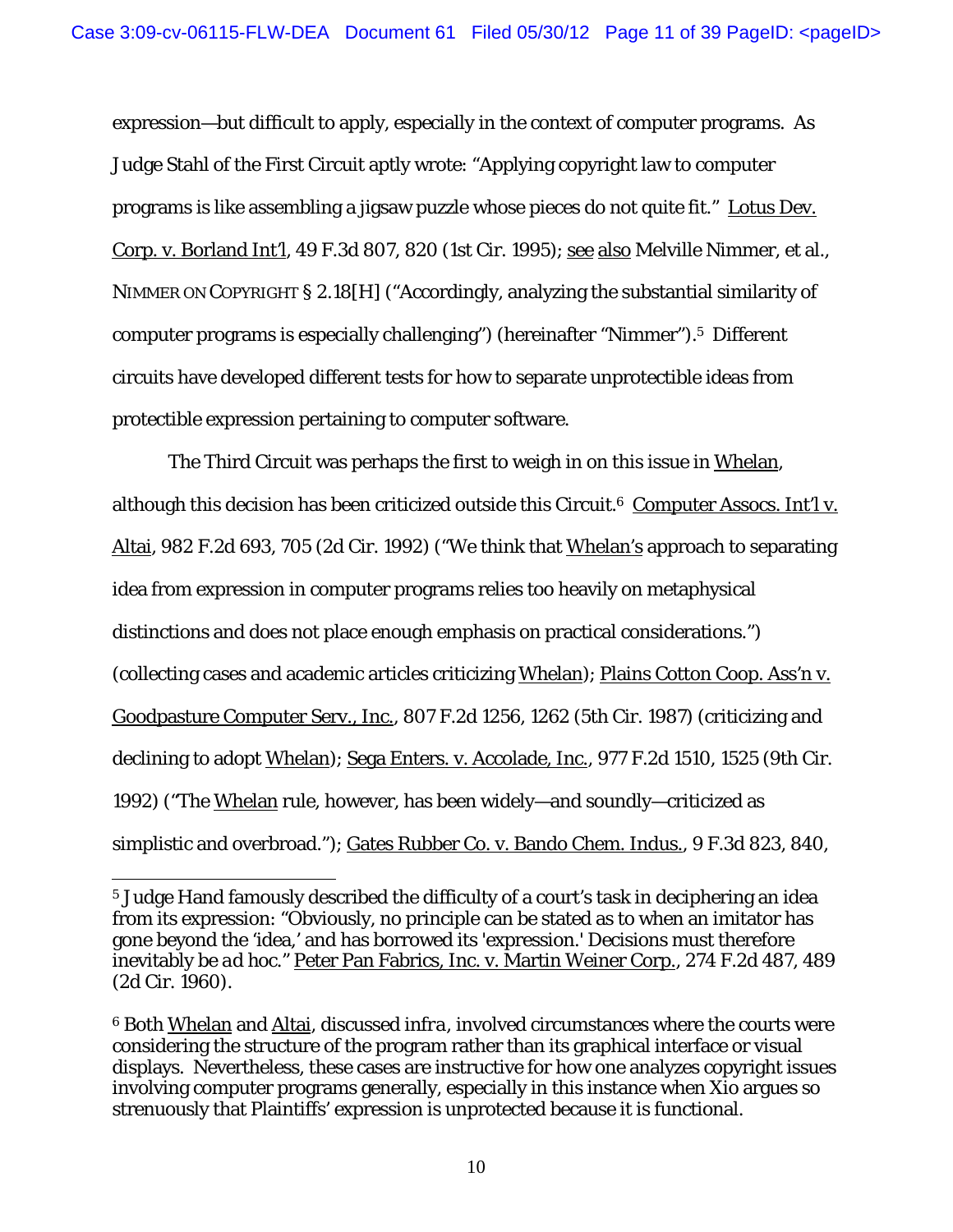expression—but difficult to apply, especially in the context of computer programs. As Judge Stahl of the First Circuit aptly wrote: "Applying copyright law to computer programs is like assembling a jigsaw puzzle whose pieces do not quite fit." Lotus Dev. Corp. v. Borland Int'l, 49 F.3d 807, 820 (1st Cir. 1995); see also Melville Nimmer, et al., NIMMER ON COPYRIGHT § 2.18[H] ("Accordingly, analyzing the substantial similarity of computer programs is especially challenging") (hereinafter "Nimmer").[5] Different circuits have developed different tests for how to separate unprotectible ideas from protectible expression pertaining to computer software.

The Third Circuit was perhaps the first to weigh in on this issue in Whelan, although this decision has been criticized outside this Circuit.[6] Computer Assocs. Int'l v. Altai, 982 F.2d 693, 705 (2d Cir. 1992) ("We think that Whelan's approach to separating idea from expression in computer programs relies too heavily on metaphysical distinctions and does not place enough emphasis on practical considerations.") (collecting cases and academic articles criticizing Whelan); Plains Cotton Coop. Ass'n v. Goodpasture Computer Serv., Inc., 807 F.2d 1256, 1262 (5th Cir. 1987) (criticizing and declining to adopt Whelan); Sega Enters. v. Accolade, Inc., 977 F.2d 1510, 1525 (9th Cir. 1992) ("The Whelan rule, however, has been widely—and soundly—criticized as simplistic and overbroad."); Gates Rubber Co. v. Bando Chem. Indus., 9 F.3d 823, 840,

---

[5] Judge Hand famously described the difficulty of a court's task in deciphering an idea from its expression: "Obviously, no principle can be stated as to when an imitator has gone beyond the 'idea,' and has borrowed its 'expression.' Decisions must therefore inevitably be ad hoc." Peter Pan Fabrics, Inc. v. Martin Weiner Corp., 274 F.2d 487, 489 (2d Cir. 1960).

[6] Both Whelan and Altai, discussed *infra*, involved circumstances where the courts were considering the structure of the program rather than its graphical interface or visual displays. Nevertheless, these cases are instructive for how one analyzes copyright issues involving computer programs generally, especially in this instance when Xio argues so strenuously that Plaintiffs' expression is unprotected because it is functional.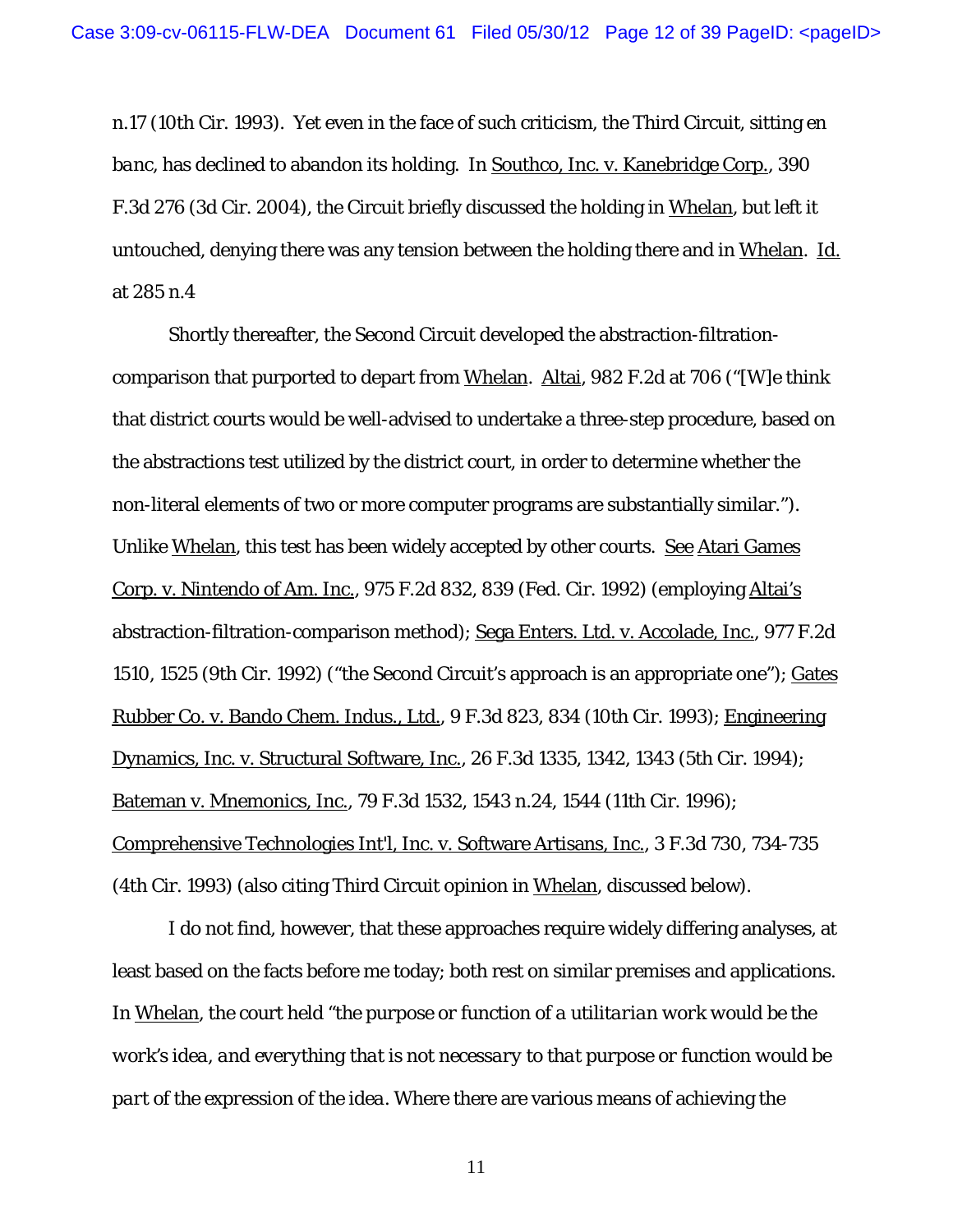n.17 (10th Cir. 1993). Yet even in the face of such criticism, the Third Circuit, sitting *en banc*, has declined to abandon its holding. In Southco, Inc. v. Kanebridge Corp., 390 F.3d 276 (3d Cir. 2004), the Circuit briefly discussed the holding in Whelan, but left it untouched, denying there was any tension between the holding there and in Whelan. Id. at 285 n.4

Shortly thereafter, the Second Circuit developed the abstraction-filtration-comparison that purported to depart from Whelan. Altai, 982 F.2d at 706 ("[W]e think that district courts would be well-advised to undertake a three-step procedure, based on the abstractions test utilized by the district court, in order to determine whether the non-literal elements of two or more computer programs are substantially similar."). Unlike Whelan, this test has been widely accepted by other courts. See Atari Games Corp. v. Nintendo of Am. Inc., 975 F.2d 832, 839 (Fed. Cir. 1992) (employing Altai's abstraction-filtration-comparison method); Sega Enters. Ltd. v. Accolade, Inc., 977 F.2d 1510, 1525 (9th Cir. 1992) ("the Second Circuit's approach is an appropriate one"); Gates Rubber Co. v. Bando Chem. Indus., Ltd., 9 F.3d 823, 834 (10th Cir. 1993); Engineering Dynamics, Inc. v. Structural Software, Inc., 26 F.3d 1335, 1342, 1343 (5th Cir. 1994); Bateman v. Mnemonics, Inc., 79 F.3d 1532, 1543 n.24, 1544 (11th Cir. 1996); Comprehensive Technologies Int'l, Inc. v. Software Artisans, Inc., 3 F.3d 730, 734-735 (4th Cir. 1993) (also citing Third Circuit opinion in Whelan, discussed below).

I do not find, however, that these approaches require widely differing analyses, at least based on the facts before me today; both rest on similar premises and applications. In Whelan, the court held "the purpose or function of a *utilitarian work would be the work's idea, and everything that is not necessary to that purpose or function would be part of the expression of the idea.* Where there are various means of achieving the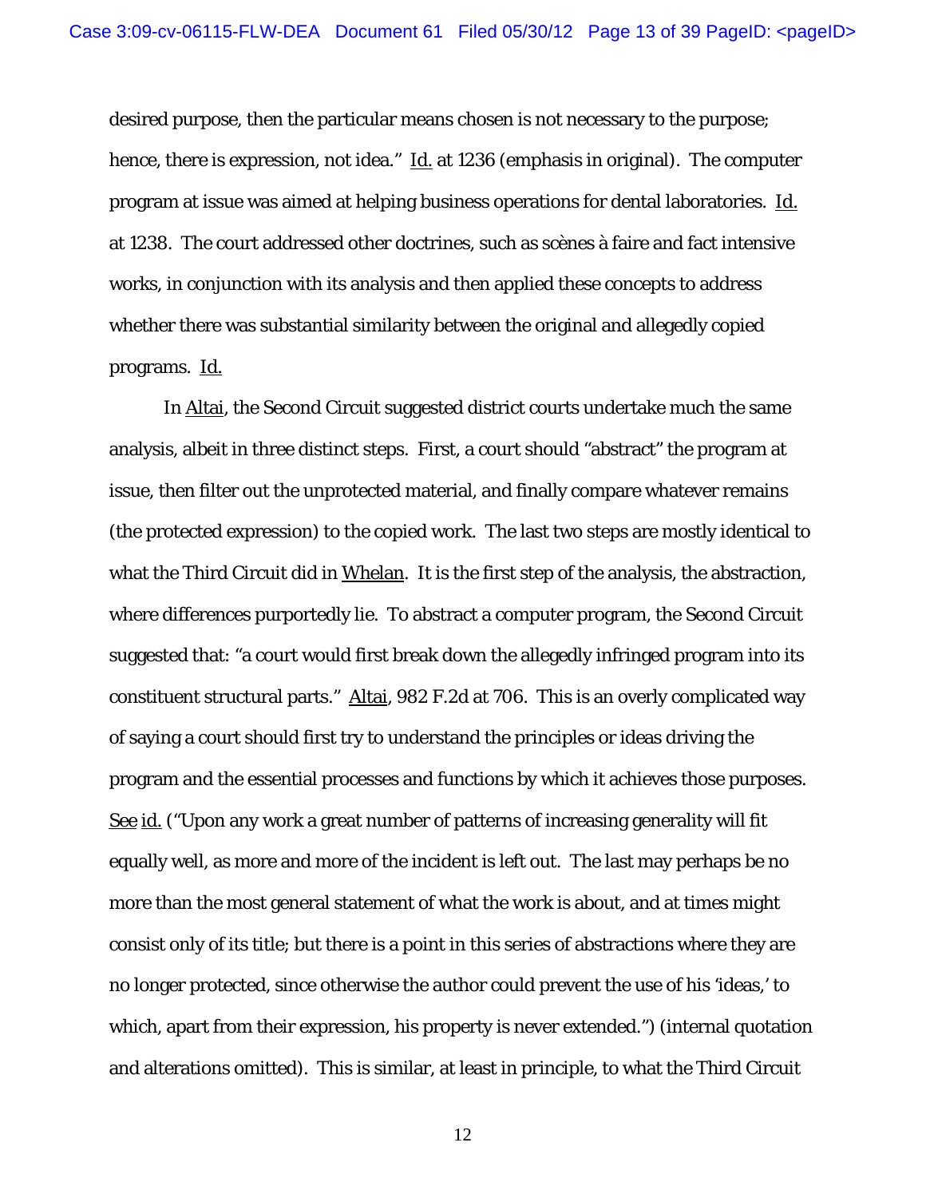desired purpose, then the particular means chosen is not necessary to the purpose; hence, there is expression, not idea." Id. at 1236 (emphasis in original). The computer program at issue was aimed at helping business operations for dental laboratories. Id. at 1238. The court addressed other doctrines, such as scènes à faire and fact intensive works, in conjunction with its analysis and then applied these concepts to address whether there was substantial similarity between the original and allegedly copied programs. Id.

In Altai, the Second Circuit suggested district courts undertake much the same analysis, albeit in three distinct steps. First, a court should "abstract" the program at issue, then filter out the unprotected material, and finally compare whatever remains (the protected expression) to the copied work. The last two steps are mostly identical to what the Third Circuit did in Whelan. It is the first step of the analysis, the abstraction, where differences purportedly lie. To abstract a computer program, the Second Circuit suggested that: "a court would first break down the allegedly infringed program into its constituent structural parts." Altai, 982 F.2d at 706. This is an overly complicated way of saying a court should first try to understand the principles or ideas driving the program and the essential processes and functions by which it achieves those purposes. See id. ("Upon any work a great number of patterns of increasing generality will fit equally well, as more and more of the incident is left out. The last may perhaps be no more than the most general statement of what the work is about, and at times might consist only of its title; but there is a point in this series of abstractions where they are no longer protected, since otherwise the author could prevent the use of his 'ideas,' to which, apart from their expression, his property is never extended.") (internal quotation and alterations omitted). This is similar, at least in principle, to what the Third Circuit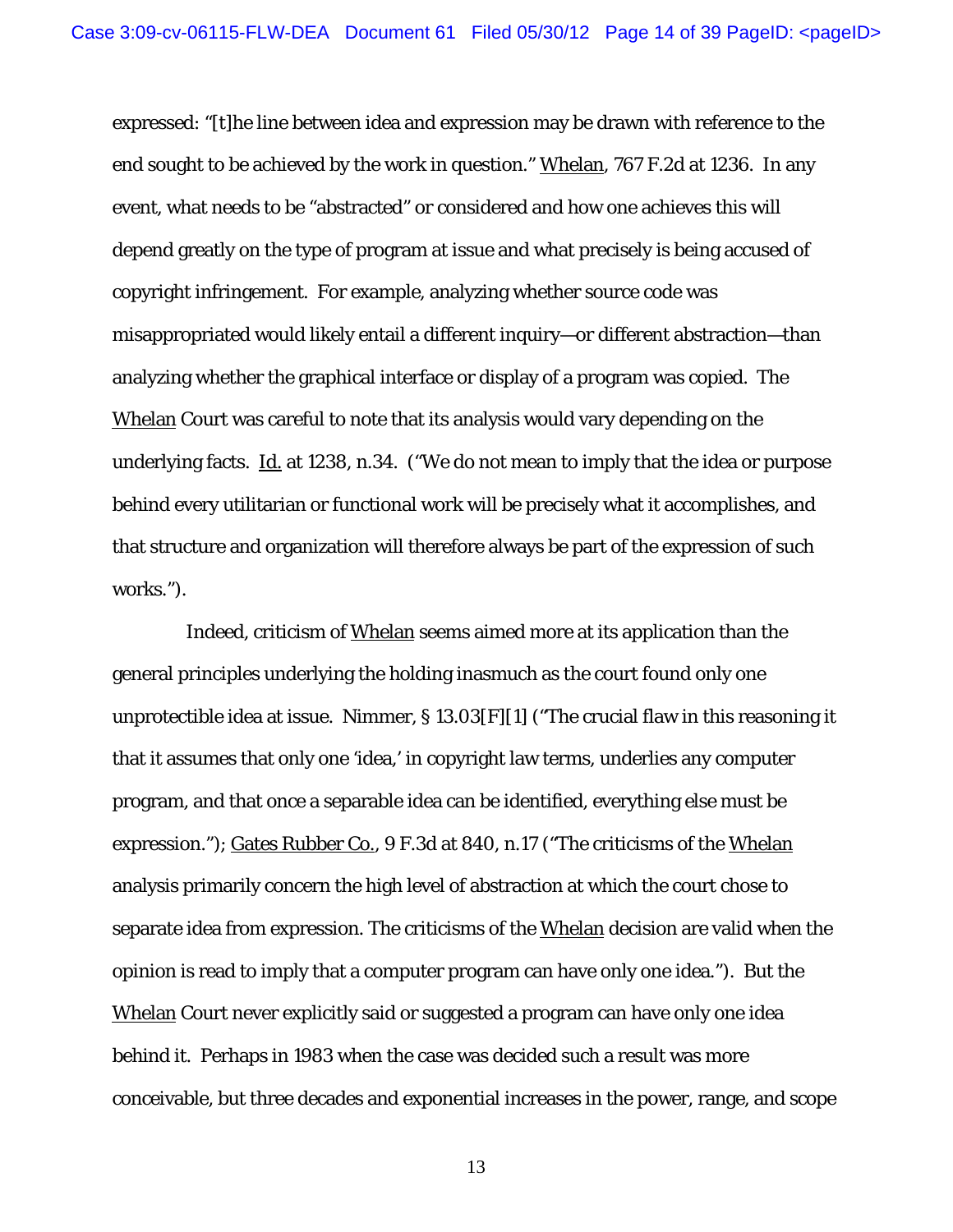expressed: "[t]he line between idea and expression may be drawn with reference to the end sought to be achieved by the work in question." Whelan, 767 F.2d at 1236. In any event, what needs to be "abstracted" or considered and how one achieves this will depend greatly on the type of program at issue and what precisely is being accused of copyright infringement. For example, analyzing whether source code was misappropriated would likely entail a different inquiry—or different abstraction—than analyzing whether the graphical interface or display of a program was copied. The Whelan Court was careful to note that its analysis would vary depending on the underlying facts. Id. at 1238, n.34. ("We do not mean to imply that the idea or purpose behind every utilitarian or functional work will be precisely what it accomplishes, and that structure and organization will therefore always be part of the expression of such works.").

Indeed, criticism of Whelan seems aimed more at its application than the general principles underlying the holding inasmuch as the court found only one unprotectible idea at issue. Nimmer, § 13.03[F][1] ("The crucial flaw in this reasoning it that it assumes that only one 'idea,' in copyright law terms, underlies any computer program, and that once a separable idea can be identified, everything else must be expression."); Gates Rubber Co., 9 F.3d at 840, n.17 ("The criticisms of the Whelan analysis primarily concern the high level of abstraction at which the court chose to separate idea from expression. The criticisms of the Whelan decision are valid when the opinion is read to imply that a computer program can have only one idea."). But the Whelan Court never explicitly said or suggested a program can have only one idea behind it. Perhaps in 1983 when the case was decided such a result was more conceivable, but three decades and exponential increases in the power, range, and scope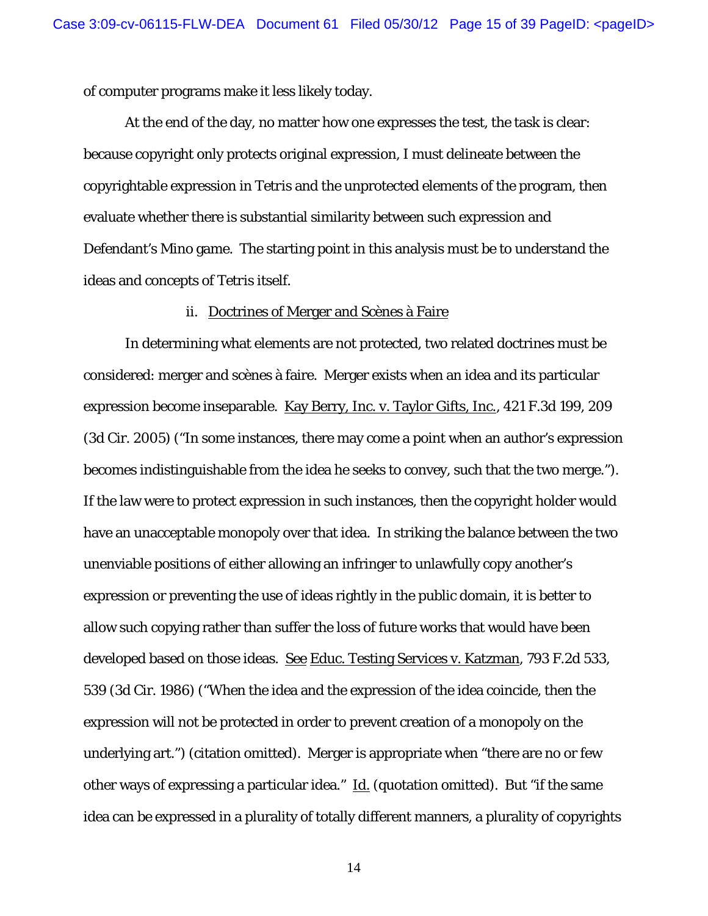of computer programs make it less likely today.

At the end of the day, no matter how one expresses the test, the task is clear: because copyright only protects original expression, I must delineate between the copyrightable expression in Tetris and the unprotected elements of the program, then evaluate whether there is substantial similarity between such expression and Defendant's Mino game. The starting point in this analysis must be to understand the ideas and concepts of Tetris itself.

ii. Doctrines of Merger and Scènes à Faire

In determining what elements are not protected, two related doctrines must be considered: merger and scènes à faire. Merger exists when an idea and its particular expression become inseparable. Kay Berry, Inc. v. Taylor Gifts, Inc., 421 F.3d 199, 209 (3d Cir. 2005) ("In some instances, there may come a point when an author's expression becomes indistinguishable from the idea he seeks to convey, such that the two merge."). If the law were to protect expression in such instances, then the copyright holder would have an unacceptable monopoly over that idea. In striking the balance between the two unenviable positions of either allowing an infringer to unlawfully copy another's expression or preventing the use of ideas rightly in the public domain, it is better to allow such copying rather than suffer the loss of future works that would have been developed based on those ideas. See Educ. Testing Services v. Katzman, 793 F.2d 533, 539 (3d Cir. 1986) ("When the idea and the expression of the idea coincide, then the expression will not be protected in order to prevent creation of a monopoly on the underlying art.") (citation omitted). Merger is appropriate when "there are no or few other ways of expressing a particular idea." Id. (quotation omitted). But "if the same idea can be expressed in a plurality of totally different manners, a plurality of copyrights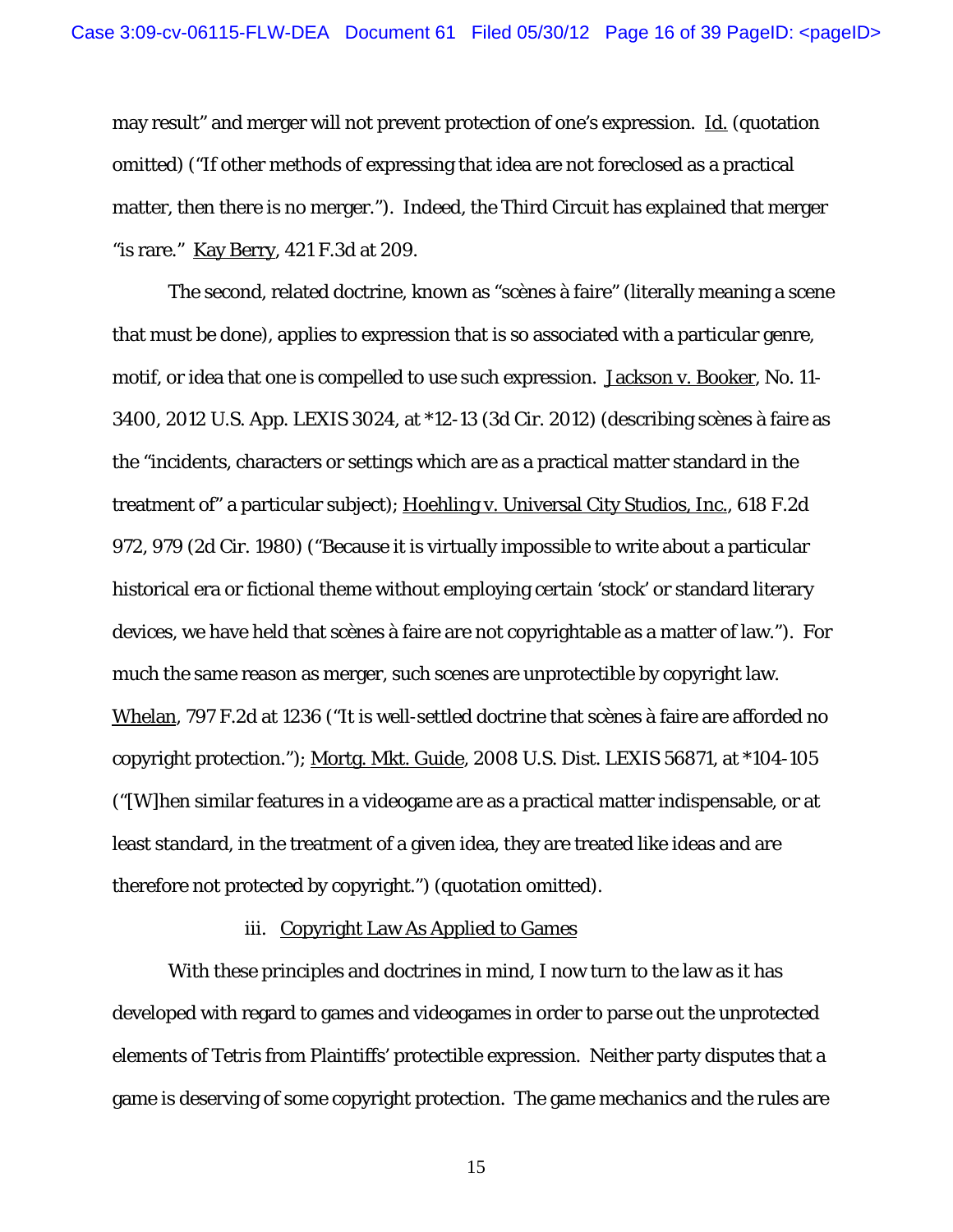may result" and merger will not prevent protection of one's expression. Id. (quotation omitted) ("If other methods of expressing that idea are not foreclosed as a practical matter, then there is no merger."). Indeed, the Third Circuit has explained that merger "is rare." Kay Berry, 421 F.3d at 209.

The second, related doctrine, known as "scènes à faire" (literally meaning a scene that must be done), applies to expression that is so associated with a particular genre, motif, or idea that one is compelled to use such expression. Jackson v. Booker, No. 11-3400, 2012 U.S. App. LEXIS 3024, at *12-13 (3d Cir. 2012) (describing scènes à faire as the "incidents, characters or settings which are as a practical matter standard in the treatment of" a particular subject); Hoehling v. Universal City Studios, Inc., 618 F.2d 972, 979 (2d Cir. 1980) ("Because it is virtually impossible to write about a particular historical era or fictional theme without employing certain 'stock' or standard literary devices, we have held that scènes à faire are not copyrightable as a matter of law."). For much the same reason as merger, such scenes are unprotectible by copyright law. Whelan, 797 F.2d at 1236 ("It is well-settled doctrine that scènes à faire are afforded no copyright protection."); Mortg. Mkt. Guide, 2008 U.S. Dist. LEXIS 56871, at *104-105 ("[W]hen similar features in a videogame are as a practical matter indispensable, or at least standard, in the treatment of a given idea, they are treated like ideas and are therefore not protected by copyright.") (quotation omitted).

iii. Copyright Law As Applied to Games

With these principles and doctrines in mind, I now turn to the law as it has developed with regard to games and videogames in order to parse out the unprotected elements of Tetris from Plaintiffs' protectible expression. Neither party disputes that a game is deserving of some copyright protection. The game mechanics and the rules are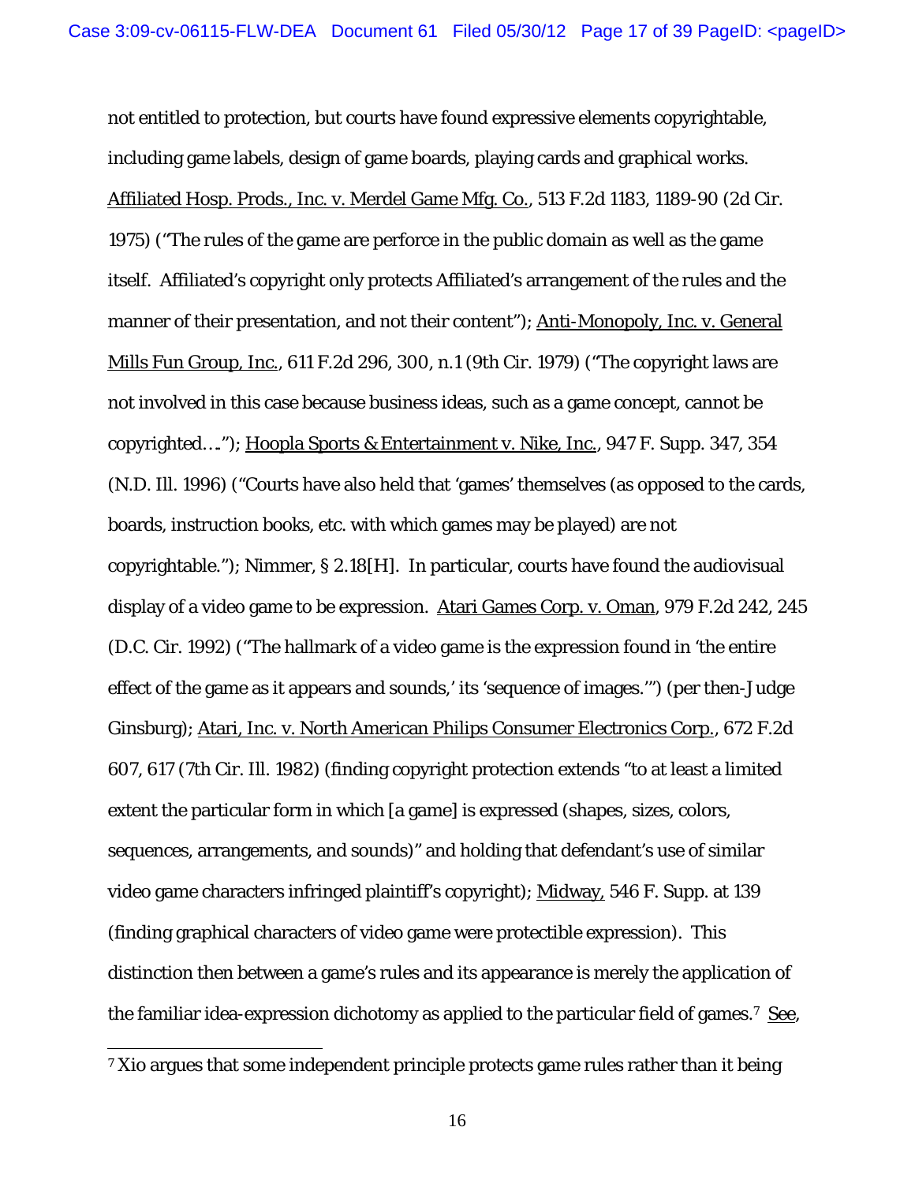not entitled to protection, but courts have found expressive elements copyrightable, including game labels, design of game boards, playing cards and graphical works. Affiliated Hosp. Prods., Inc. v. Merdel Game Mfg. Co., 513 F.2d 1183, 1189-90 (2d Cir. 1975) ("The rules of the game are perforce in the public domain as well as the game itself. Affiliated's copyright only protects Affiliated's arrangement of the rules and the manner of their presentation, and not their content"); Anti-Monopoly, Inc. v. General Mills Fun Group, Inc., 611 F.2d 296, 300, n.1 (9th Cir. 1979) ("The copyright laws are not involved in this case because business ideas, such as a game concept, cannot be copyrighted…."); Hoopla Sports & Entertainment v. Nike, Inc., 947 F. Supp. 347, 354 (N.D. Ill. 1996) ("Courts have also held that 'games' themselves (as opposed to the cards, boards, instruction books, etc. with which games may be played) are not copyrightable."); Nimmer, § 2.18[H]. In particular, courts have found the audiovisual display of a video game to be expression. Atari Games Corp. v. Oman, 979 F.2d 242, 245 (D.C. Cir. 1992) ("The hallmark of a video game is the expression found in 'the entire effect of the game as it appears and sounds,' its 'sequence of images.'") (per then-Judge Ginsburg); Atari, Inc. v. North American Philips Consumer Electronics Corp., 672 F.2d 607, 617 (7th Cir. Ill. 1982) (finding copyright protection extends "to at least a limited extent the particular form in which [a game] is expressed (shapes, sizes, colors, sequences, arrangements, and sounds)" and holding that defendant's use of similar video game characters infringed plaintiff's copyright); Midway, 546 F. Supp. at 139 (finding graphical characters of video game were protectible expression). This distinction then between a game's rules and its appearance is merely the application of the familiar idea-expression dichotomy as applied to the particular field of games.[7] See,

[7] Xio argues that some independent principle protects game rules rather than it being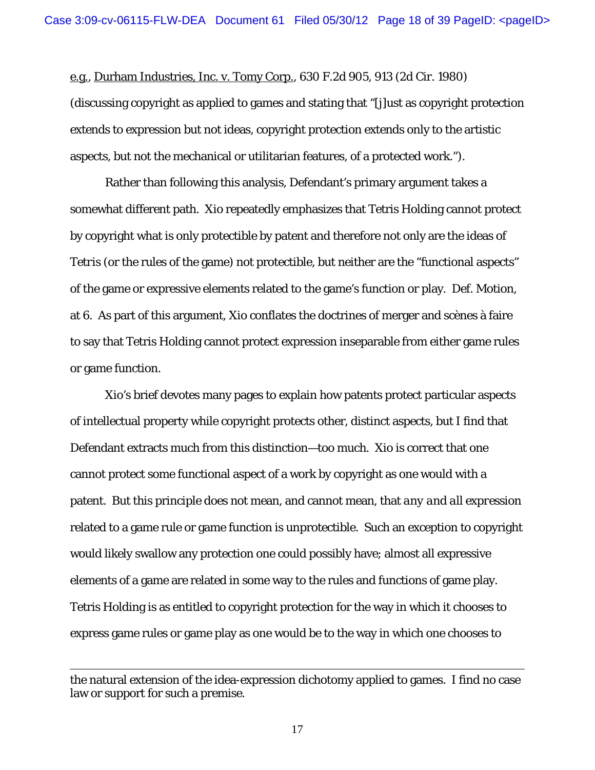e.g., Durham Industries, Inc. v. Tomy Corp., 630 F.2d 905, 913 (2d Cir. 1980) (discussing copyright as applied to games and stating that "[j]ust as copyright protection extends to expression but not ideas, copyright protection extends only to the artistic aspects, but not the mechanical or utilitarian features, of a protected work.").

Rather than following this analysis, Defendant's primary argument takes a somewhat different path. Xio repeatedly emphasizes that Tetris Holding cannot protect by copyright what is only protectible by patent and therefore not only are the ideas of Tetris (or the rules of the game) not protectible, but neither are the "functional aspects" of the game or expressive elements related to the game's function or play. Def. Motion, at 6. As part of this argument, Xio conflates the doctrines of merger and scènes à faire to say that Tetris Holding cannot protect expression inseparable from either game rules or game function.

Xio's brief devotes many pages to explain how patents protect particular aspects of intellectual property while copyright protects other, distinct aspects, but I find that Defendant extracts much from this distinction—too much. Xio is correct that one cannot protect some functional aspect of a work by copyright as one would with a patent. But this principle does not mean, and cannot mean, that *any and all* expression related to a game rule or game function is unprotectible. Such an exception to copyright would likely swallow any protection one could possibly have; almost all expressive elements of a game are related in some way to the rules and functions of game play. Tetris Holding is as entitled to copyright protection for the way in which it chooses to express game rules or game play as one would be to the way in which one chooses to

---

the natural extension of the idea-expression dichotomy applied to games. I find no case law or support for such a premise.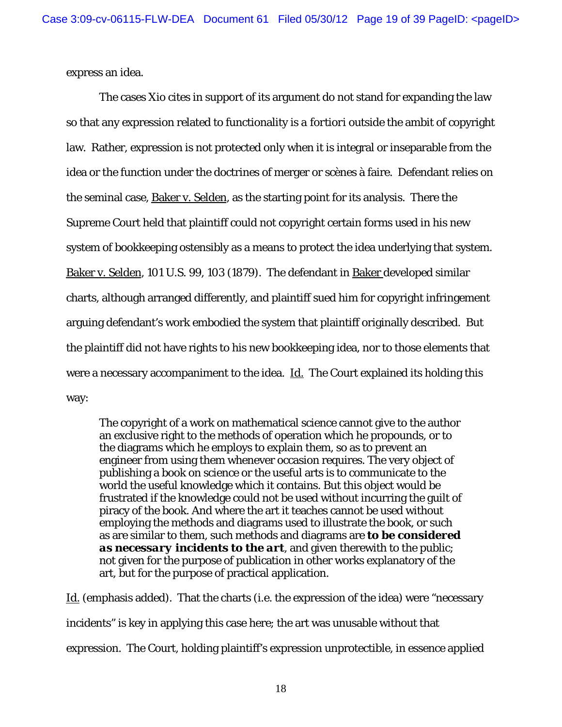express an idea.

The cases Xio cites in support of its argument do not stand for expanding the law so that any expression related to functionality is *a fortiori* outside the ambit of copyright law. Rather, expression is not protected only when it is integral or inseparable from the idea or the function under the doctrines of merger or scènes à faire. Defendant relies on the seminal case, Baker v. Selden, as the starting point for its analysis. There the Supreme Court held that plaintiff could not copyright certain forms used in his new system of bookkeeping ostensibly as a means to protect the idea underlying that system. Baker v. Selden, 101 U.S. 99, 103 (1879). The defendant in Baker developed similar charts, although arranged differently, and plaintiff sued him for copyright infringement arguing defendant's work embodied the system that plaintiff originally described. But the plaintiff did not have rights to his new bookkeeping idea, nor to those elements that were a necessary accompaniment to the idea. Id. The Court explained its holding this way:

> The copyright of a work on mathematical science cannot give to the author an exclusive right to the methods of operation which he propounds, or to the diagrams which he employs to explain them, so as to prevent an engineer from using them whenever occasion requires. The very object of publishing a book on science or the useful arts is to communicate to the world the useful knowledge which it contains. But this object would be frustrated if the knowledge could not be used without incurring the guilt of piracy of the book. And where the art it teaches cannot be used without employing the methods and diagrams used to illustrate the book, or such as are similar to them, such methods and diagrams are ***to be considered as necessary incidents to the art***, and given therewith to the public; not given for the purpose of publication in other works explanatory of the art, but for the purpose of practical application.

Id. (emphasis added). That the charts (i.e. the expression of the idea) were "necessary incidents" is key in applying this case here; the art was unusable without that expression. The Court, holding plaintiff's expression unprotectible, in essence applied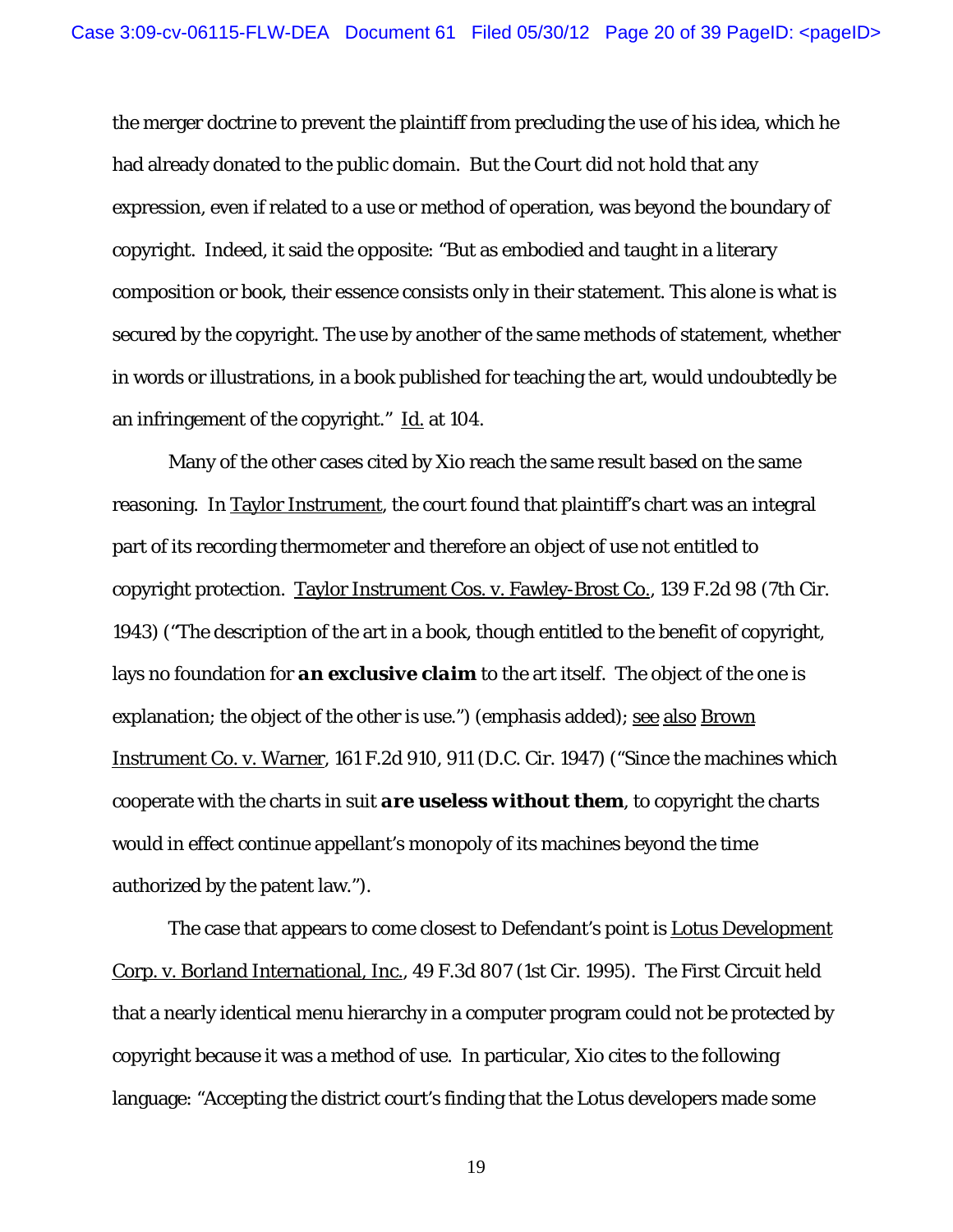the merger doctrine to prevent the plaintiff from precluding the use of his idea, which he had already donated to the public domain. But the Court did not hold that any expression, even if related to a use or method of operation, was beyond the boundary of copyright. Indeed, it said the opposite: "But as embodied and taught in a literary composition or book, their essence consists only in their statement. This alone is what is secured by the copyright. The use by another of the same methods of statement, whether in words or illustrations, in a book published for teaching the art, would undoubtedly be an infringement of the copyright." Id. at 104.

Many of the other cases cited by Xio reach the same result based on the same reasoning. In Taylor Instrument, the court found that plaintiff's chart was an integral part of its recording thermometer and therefore an object of use not entitled to copyright protection. Taylor Instrument Cos. v. Fawley-Brost Co., 139 F.2d 98 (7th Cir. 1943) ("The description of the art in a book, though entitled to the benefit of copyright, lays no foundation for ***an exclusive claim*** to the art itself. The object of the one is explanation; the object of the other is use.") (emphasis added); see also Brown Instrument Co. v. Warner, 161 F.2d 910, 911 (D.C. Cir. 1947) ("Since the machines which cooperate with the charts in suit ***are useless without them***, to copyright the charts would in effect continue appellant's monopoly of its machines beyond the time authorized by the patent law.").

The case that appears to come closest to Defendant's point is Lotus Development Corp. v. Borland International, Inc., 49 F.3d 807 (1st Cir. 1995). The First Circuit held that a nearly identical menu hierarchy in a computer program could not be protected by copyright because it was a method of use. In particular, Xio cites to the following language: "Accepting the district court's finding that the Lotus developers made some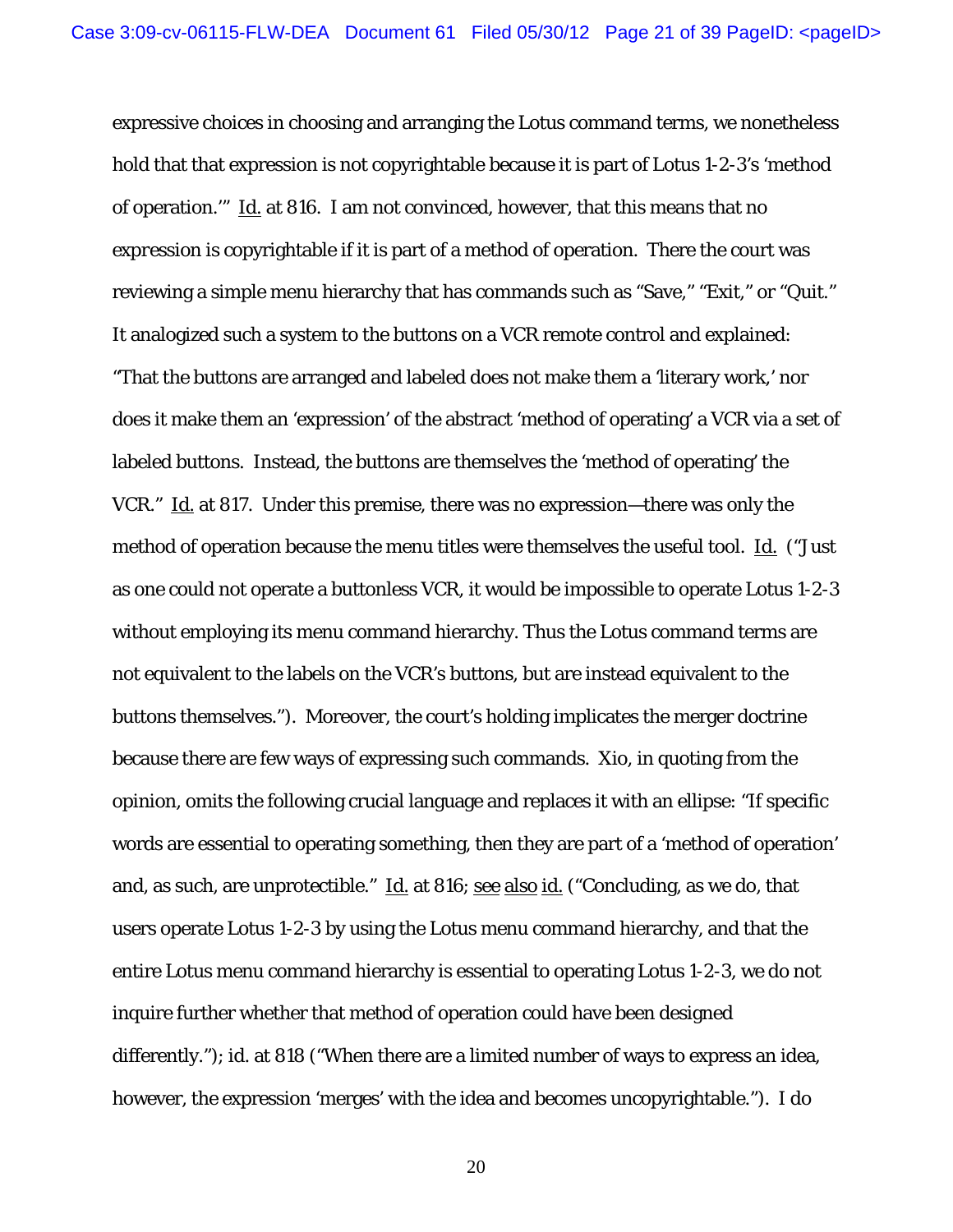expressive choices in choosing and arranging the Lotus command terms, we nonetheless hold that that expression is not copyrightable because it is part of Lotus 1-2-3's 'method of operation.'" Id. at 816. I am not convinced, however, that this means that no expression is copyrightable if it is part of a method of operation. There the court was reviewing a simple menu hierarchy that has commands such as "Save," "Exit," or "Quit." It analogized such a system to the buttons on a VCR remote control and explained: "That the buttons are arranged and labeled does not make them a 'literary work,' nor does it make them an 'expression' of the abstract 'method of operating' a VCR via a set of labeled buttons. Instead, the buttons are themselves the 'method of operating' the VCR." Id. at 817. Under this premise, there was no expression—there was only the method of operation because the menu titles were themselves the useful tool. Id. ("Just as one could not operate a buttonless VCR, it would be impossible to operate Lotus 1-2-3 without employing its menu command hierarchy. Thus the Lotus command terms are not equivalent to the labels on the VCR's buttons, but are instead equivalent to the buttons themselves."). Moreover, the court's holding implicates the merger doctrine because there are few ways of expressing such commands. Xio, in quoting from the opinion, omits the following crucial language and replaces it with an ellipse: "If specific words are essential to operating something, then they are part of a 'method of operation' and, as such, are unprotectible." Id. at 816; see also id. ("Concluding, as we do, that users operate Lotus 1-2-3 by using the Lotus menu command hierarchy, and that the entire Lotus menu command hierarchy is essential to operating Lotus 1-2-3, we do not inquire further whether that method of operation could have been designed differently."); id. at 818 ("When there are a limited number of ways to express an idea, however, the expression 'merges' with the idea and becomes uncopyrightable."). I do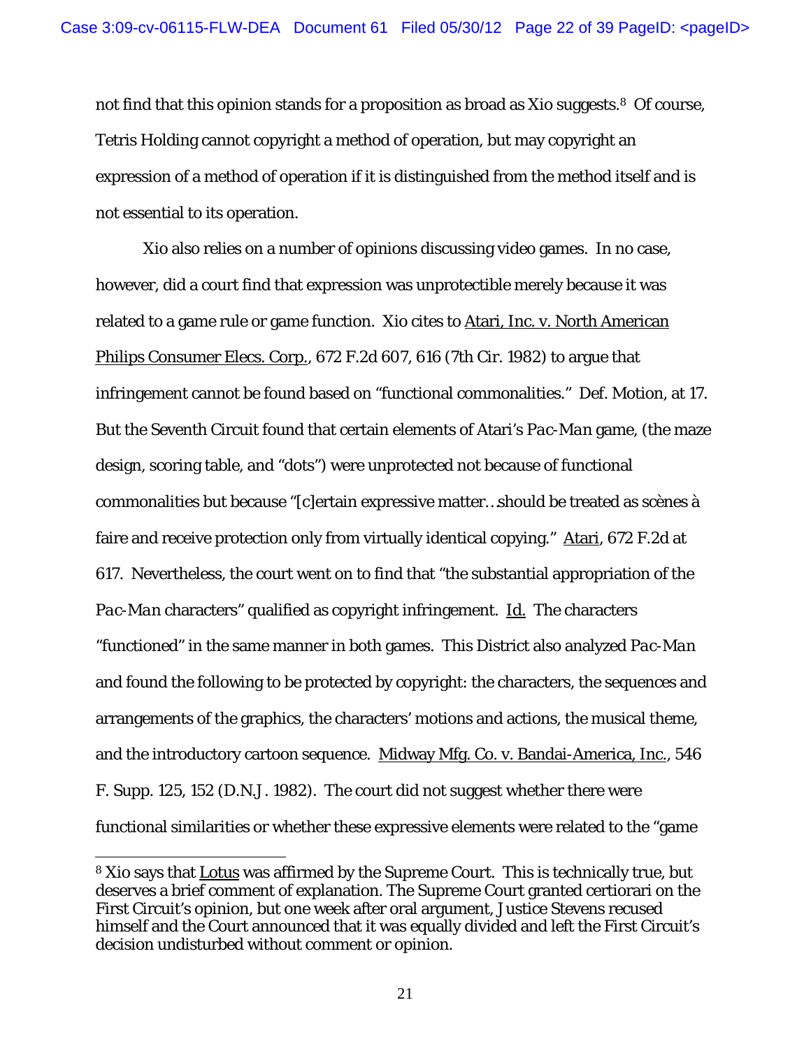not find that this opinion stands for a proposition as broad as Xio suggests.[8] Of course, Tetris Holding cannot copyright a method of operation, but may copyright an expression of a method of operation if it is distinguished from the method itself and is not essential to its operation.

Xio also relies on a number of opinions discussing video games. In no case, however, did a court find that expression was unprotectible merely because it was related to a game rule or game function. Xio cites to Atari, Inc. v. North American Philips Consumer Elecs. Corp., 672 F.2d 607, 616 (7th Cir. 1982) to argue that infringement cannot be found based on "functional commonalities." Def. Motion, at 17. But the Seventh Circuit found that certain elements of Atari's *Pac-Man* game, (the maze design, scoring table, and "dots") were unprotected not because of functional commonalities but because "[c]ertain expressive matter…should be treated as scènes à faire and receive protection only from virtually identical copying." Atari, 672 F.2d at 617. Nevertheless, the court went on to find that "the substantial appropriation of the *Pac-Man* characters" qualified as copyright infringement. Id. The characters "functioned" in the same manner in both games. This District also analyzed *Pac-Man* and found the following to be protected by copyright: the characters, the sequences and arrangements of the graphics, the characters' motions and actions, the musical theme, and the introductory cartoon sequence. Midway Mfg. Co. v. Bandai-America, Inc., 546 F. Supp. 125, 152 (D.N.J. 1982). The court did not suggest whether there were functional similarities or whether these expressive elements were related to the "game

---

[8] Xio says that Lotus was affirmed by the Supreme Court. This is technically true, but deserves a brief comment of explanation. The Supreme Court granted certiorari on the First Circuit's opinion, but one week after oral argument, Justice Stevens recused himself and the Court announced that it was equally divided and left the First Circuit's decision undisturbed without comment or opinion.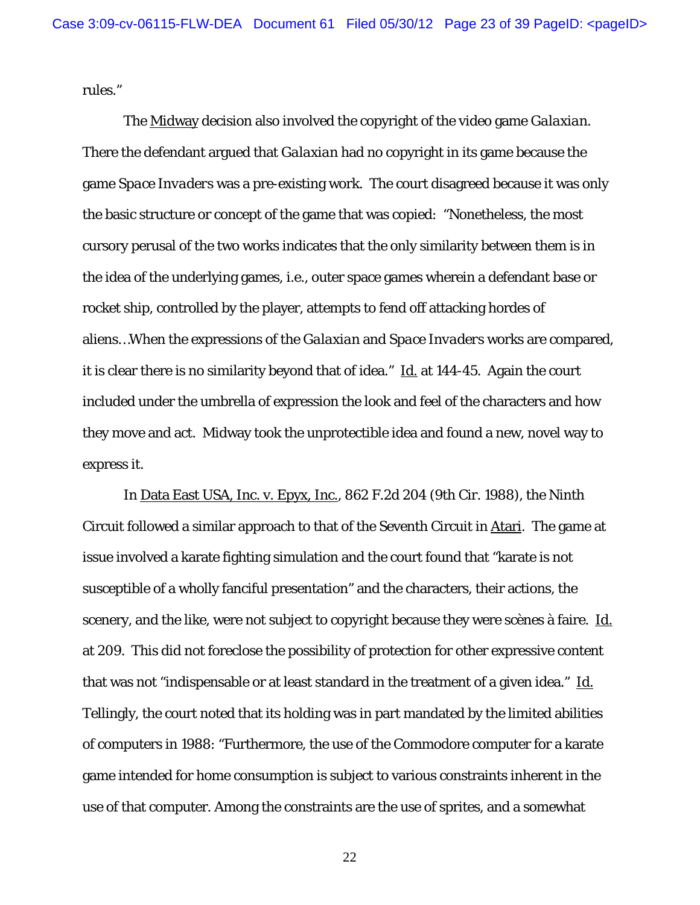rules."

The Midway decision also involved the copyright of the video game *Galaxian*. There the defendant argued that *Galaxian* had no copyright in its game because the game *Space Invaders* was a pre-existing work. The court disagreed because it was only the basic structure or concept of the game that was copied: "Nonetheless, the most cursory perusal of the two works indicates that the only similarity between them is in the idea of the underlying games, i.e., outer space games wherein a defendant base or rocket ship, controlled by the player, attempts to fend off attacking hordes of aliens…When the expressions of the *Galaxian* and *Space Invaders* works are compared, it is clear there is no similarity beyond that of idea." Id. at 144-45. Again the court included under the umbrella of expression the look and feel of the characters and how they move and act. Midway took the unprotectible idea and found a new, novel way to express it.

In Data East USA, Inc. v. Epyx, Inc., 862 F.2d 204 (9th Cir. 1988), the Ninth Circuit followed a similar approach to that of the Seventh Circuit in Atari. The game at issue involved a karate fighting simulation and the court found that "karate is not susceptible of a wholly fanciful presentation" and the characters, their actions, the scenery, and the like, were not subject to copyright because they were scènes à faire. Id. at 209. This did not foreclose the possibility of protection for other expressive content that was not "indispensable or at least standard in the treatment of a given idea." Id. Tellingly, the court noted that its holding was in part mandated by the limited abilities of computers in 1988: "Furthermore, the use of the Commodore computer for a karate game intended for home consumption is subject to various constraints inherent in the use of that computer. Among the constraints are the use of sprites, and a somewhat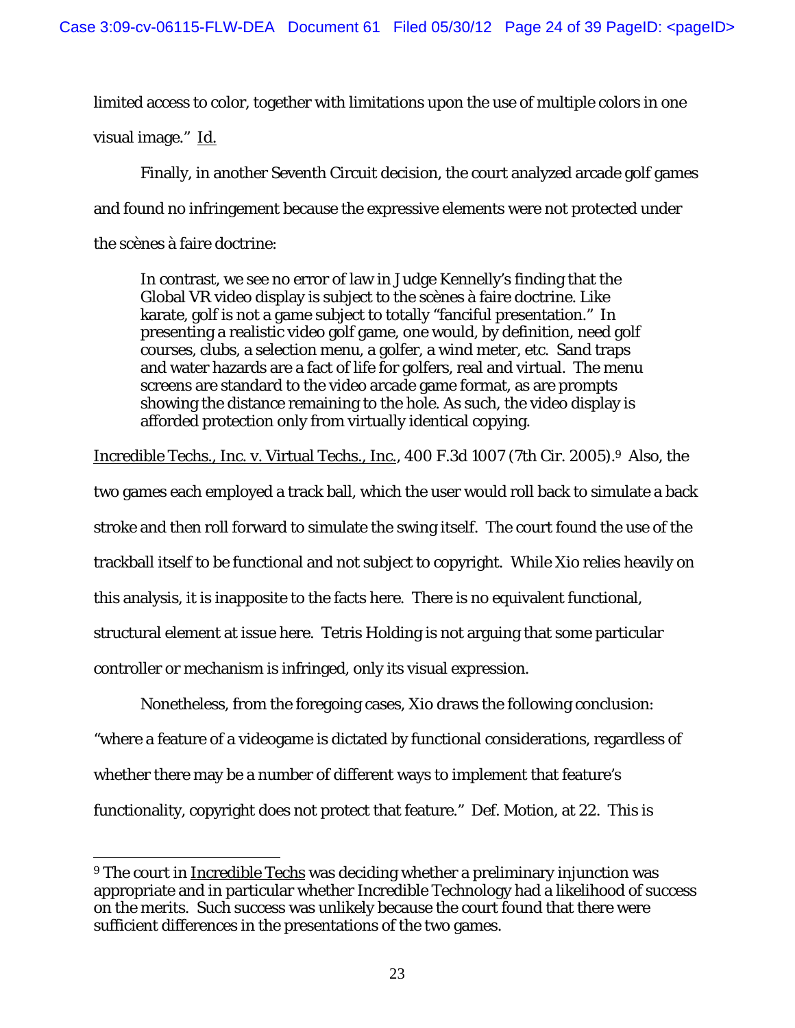limited access to color, together with limitations upon the use of multiple colors in one visual image." Id.

Finally, in another Seventh Circuit decision, the court analyzed arcade golf games and found no infringement because the expressive elements were not protected under the scènes à faire doctrine:

> In contrast, we see no error of law in Judge Kennelly's finding that the Global VR video display is subject to the scènes à faire doctrine. Like karate, golf is not a game subject to totally "fanciful presentation." In presenting a realistic video golf game, one would, by definition, need golf courses, clubs, a selection menu, a golfer, a wind meter, etc. Sand traps and water hazards are a fact of life for golfers, real and virtual. The menu screens are standard to the video arcade game format, as are prompts showing the distance remaining to the hole. As such, the video display is afforded protection only from virtually identical copying.

Incredible Techs., Inc. v. Virtual Techs., Inc., 400 F.3d 1007 (7th Cir. 2005).[9] Also, the two games each employed a track ball, which the user would roll back to simulate a back stroke and then roll forward to simulate the swing itself. The court found the use of the trackball itself to be functional and not subject to copyright. While Xio relies heavily on this analysis, it is inapposite to the facts here. There is no equivalent functional, structural element at issue here. Tetris Holding is not arguing that some particular controller or mechanism is infringed, only its visual expression.

Nonetheless, from the foregoing cases, Xio draws the following conclusion: "where a feature of a videogame is dictated by functional considerations, regardless of whether there may be a number of different ways to implement that feature's functionality, copyright does not protect that feature." Def. Motion, at 22. This is

[9] The court in Incredible Techs was deciding whether a preliminary injunction was appropriate and in particular whether Incredible Technology had a likelihood of success on the merits. Such success was unlikely because the court found that there were sufficient differences in the presentations of the two games.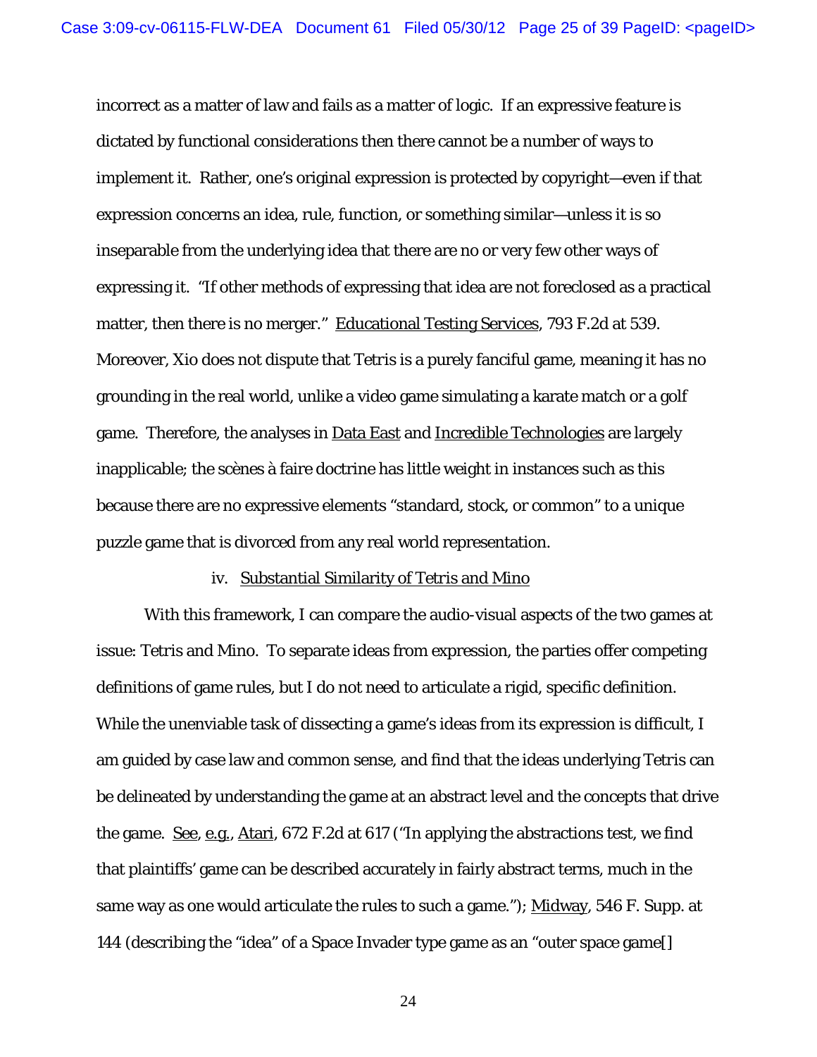incorrect as a matter of law and fails as a matter of logic. If an expressive feature is dictated by functional considerations then there cannot be a number of ways to implement it. Rather, one's original expression is protected by copyright—even if that expression concerns an idea, rule, function, or something similar—unless it is so inseparable from the underlying idea that there are no or very few other ways of expressing it. "If other methods of expressing that idea are not foreclosed as a practical matter, then there is no merger." Educational Testing Services, 793 F.2d at 539. Moreover, Xio does not dispute that Tetris is a purely fanciful game, meaning it has no grounding in the real world, unlike a video game simulating a karate match or a golf game. Therefore, the analyses in Data East and Incredible Technologies are largely inapplicable; the scènes à faire doctrine has little weight in instances such as this because there are no expressive elements "standard, stock, or common" to a unique puzzle game that is divorced from any real world representation.

iv. Substantial Similarity of Tetris and Mino

With this framework, I can compare the audio-visual aspects of the two games at issue: Tetris and Mino. To separate ideas from expression, the parties offer competing definitions of game rules, but I do not need to articulate a rigid, specific definition. While the unenviable task of dissecting a game's ideas from its expression is difficult, I am guided by case law and common sense, and find that the ideas underlying Tetris can be delineated by understanding the game at an abstract level and the concepts that drive the game. See, e.g., Atari, 672 F.2d at 617 ("In applying the abstractions test, we find that plaintiffs' game can be described accurately in fairly abstract terms, much in the same way as one would articulate the rules to such a game."); Midway, 546 F. Supp. at 144 (describing the "idea" of a Space Invader type game as an "outer space game[]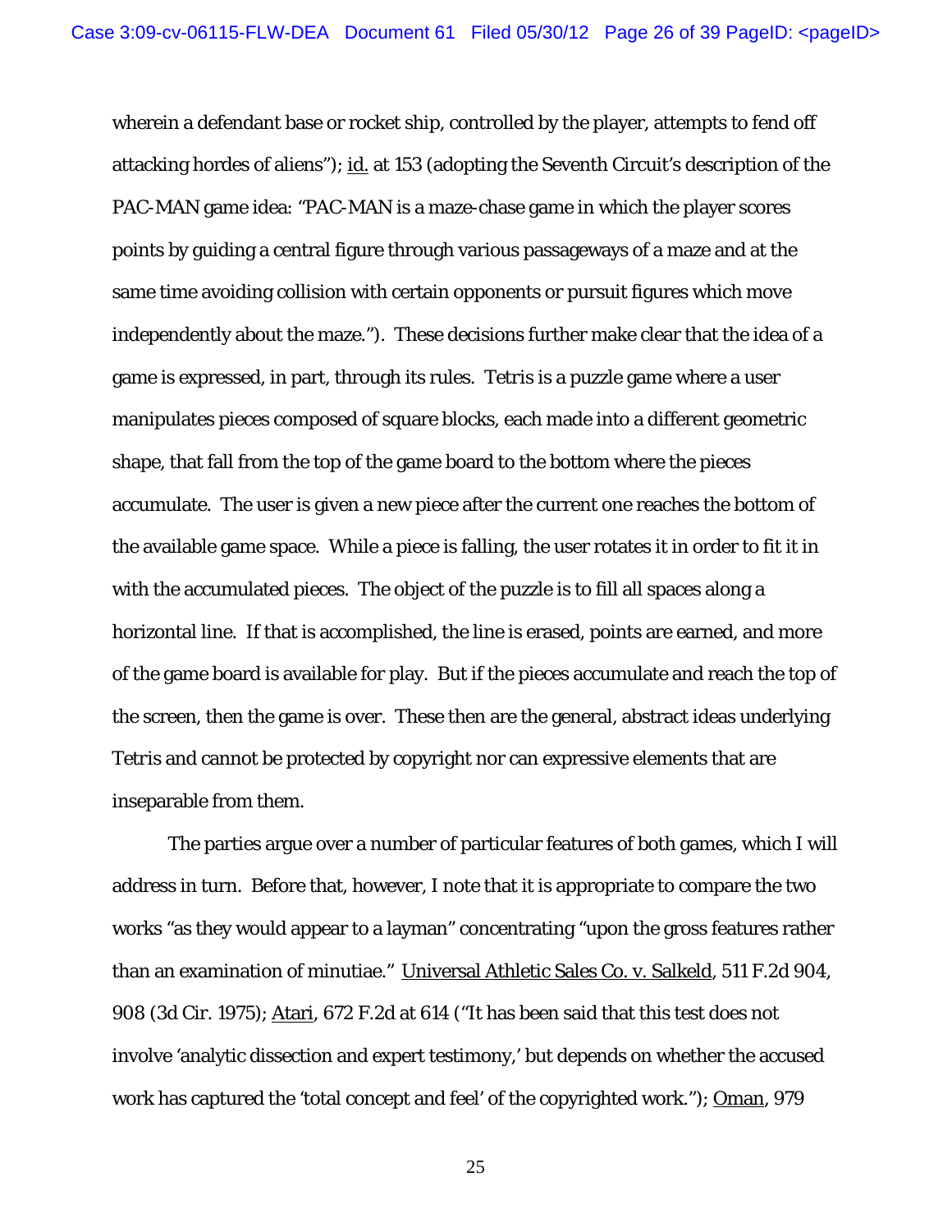wherein a defendant base or rocket ship, controlled by the player, attempts to fend off attacking hordes of aliens"); id. at 153 (adopting the Seventh Circuit's description of the PAC-MAN game idea: "PAC-MAN is a maze-chase game in which the player scores points by guiding a central figure through various passageways of a maze and at the same time avoiding collision with certain opponents or pursuit figures which move independently about the maze."). These decisions further make clear that the idea of a game is expressed, in part, through its rules. Tetris is a puzzle game where a user manipulates pieces composed of square blocks, each made into a different geometric shape, that fall from the top of the game board to the bottom where the pieces accumulate. The user is given a new piece after the current one reaches the bottom of the available game space. While a piece is falling, the user rotates it in order to fit it in with the accumulated pieces. The object of the puzzle is to fill all spaces along a horizontal line. If that is accomplished, the line is erased, points are earned, and more of the game board is available for play. But if the pieces accumulate and reach the top of the screen, then the game is over. These then are the general, abstract ideas underlying Tetris and cannot be protected by copyright nor can expressive elements that are inseparable from them.

The parties argue over a number of particular features of both games, which I will address in turn. Before that, however, I note that it is appropriate to compare the two works "as they would appear to a layman" concentrating "upon the gross features rather than an examination of minutiae." Universal Athletic Sales Co. v. Salkeld, 511 F.2d 904, 908 (3d Cir. 1975); Atari, 672 F.2d at 614 ("It has been said that this test does not involve 'analytic dissection and expert testimony,' but depends on whether the accused work has captured the 'total concept and feel' of the copyrighted work."); Oman, 979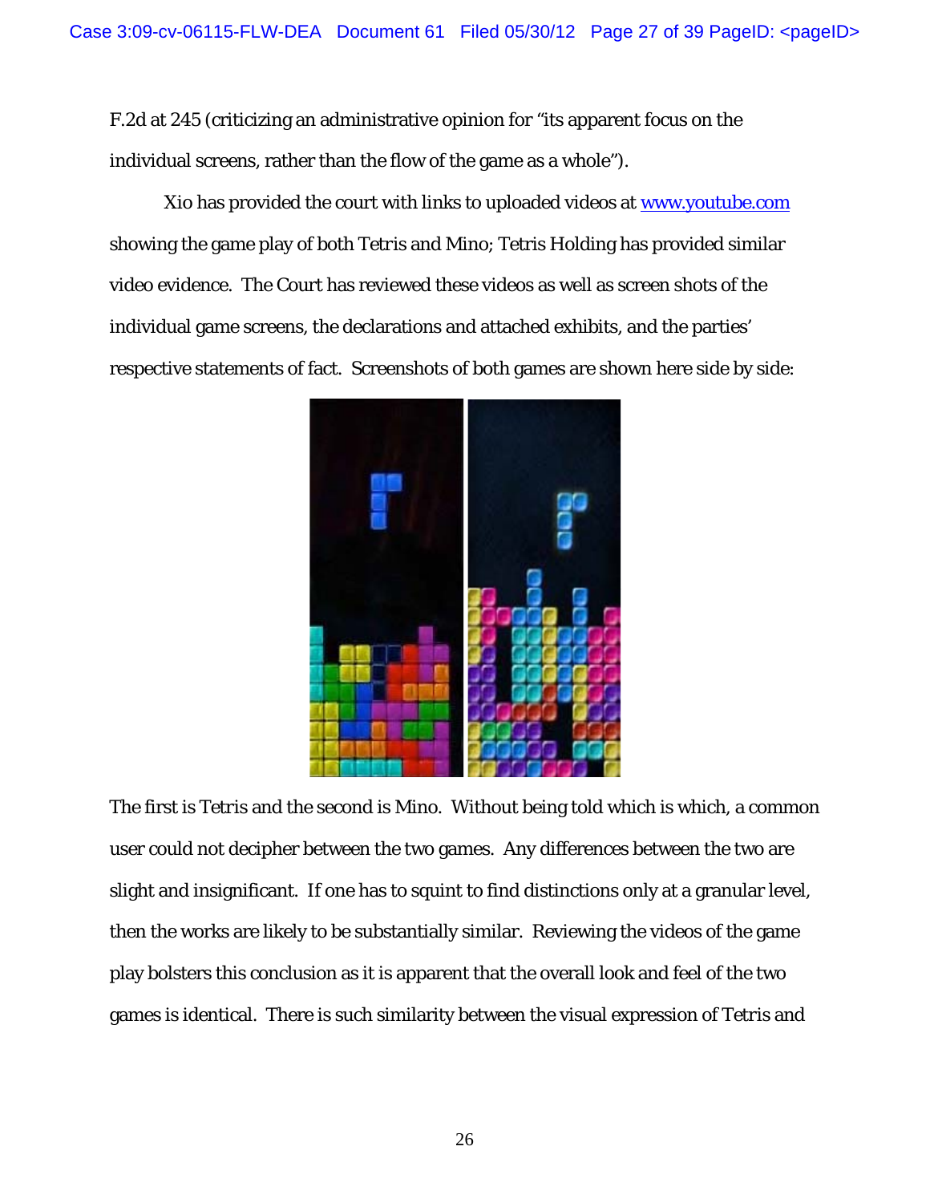F.2d at 245 (criticizing an administrative opinion for "its apparent focus on the individual screens, rather than the flow of the game as a whole").

Xio has provided the court with links to uploaded videos at www.youtube.com showing the game play of both Tetris and Mino; Tetris Holding has provided similar video evidence. The Court has reviewed these videos as well as screen shots of the individual game screens, the declarations and attached exhibits, and the parties' respective statements of fact. Screenshots of both games are shown here side by side:

The first is Tetris and the second is Mino. Without being told which is which, a common user could not decipher between the two games. Any differences between the two are slight and insignificant. If one has to squint to find distinctions only at a granular level, then the works are likely to be substantially similar. Reviewing the videos of the game play bolsters this conclusion as it is apparent that the overall look and feel of the two games is identical. There is such similarity between the visual expression of Tetris and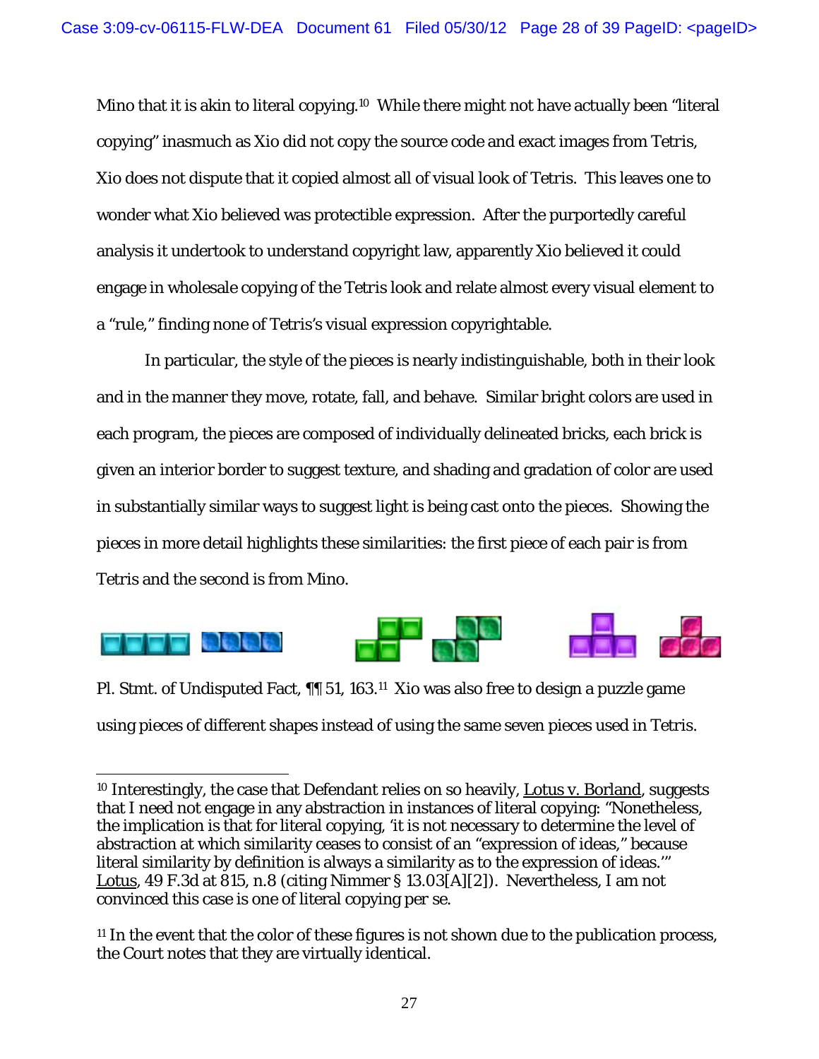Mino that it is akin to literal copying.[10] While there might not have actually been "literal copying" inasmuch as Xio did not copy the source code and exact images from Tetris, Xio does not dispute that it copied almost all of visual look of Tetris. This leaves one to wonder what Xio believed was protectible expression. After the purportedly careful analysis it undertook to understand copyright law, apparently Xio believed it could engage in wholesale copying of the Tetris look and relate almost every visual element to a "rule," finding none of Tetris's visual expression copyrightable.

In particular, the style of the pieces is nearly indistinguishable, both in their look and in the manner they move, rotate, fall, and behave. Similar bright colors are used in each program, the pieces are composed of individually delineated bricks, each brick is given an interior border to suggest texture, and shading and gradation of color are used in substantially similar ways to suggest light is being cast onto the pieces. Showing the pieces in more detail highlights these similarities: the first piece of each pair is from Tetris and the second is from Mino.

Pl. Stmt. of Undisputed Fact, ¶¶ 51, 163.[11] Xio was also free to design a puzzle game using pieces of different shapes instead of using the same seven pieces used in Tetris.

---

[10] Interestingly, the case that Defendant relies on so heavily, Lotus v. Borland, suggests that I need not engage in any abstraction in instances of literal copying: "Nonetheless, the implication is that for literal copying, 'it is not necessary to determine the level of abstraction at which similarity ceases to consist of an "expression of ideas," because literal similarity by definition is always a similarity as to the expression of ideas.'" Lotus, 49 F.3d at 815, n.8 (citing Nimmer § 13.03[A][2]). Nevertheless, I am not convinced this case is one of literal copying per se.

[11] In the event that the color of these figures is not shown due to the publication process, the Court notes that they are virtually identical.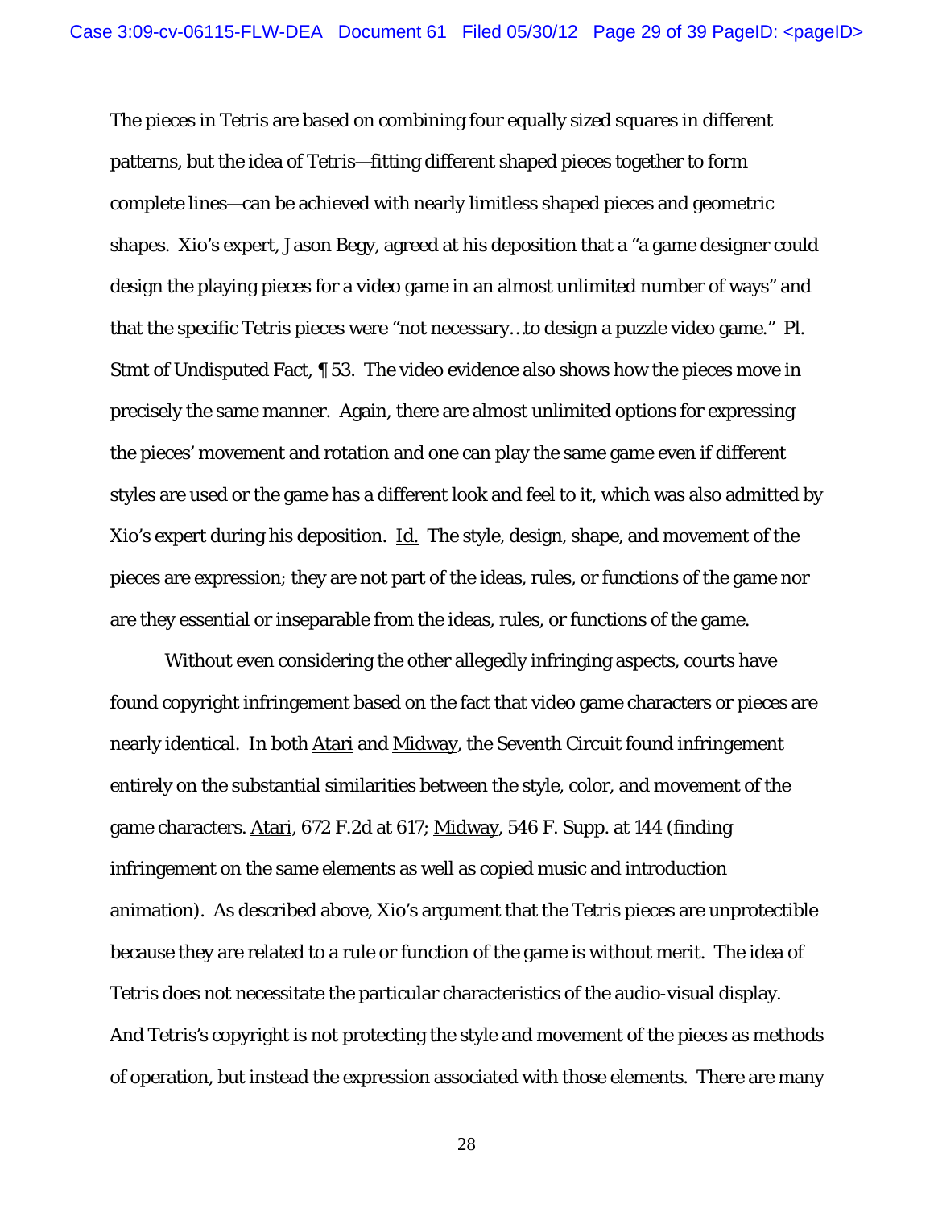The pieces in Tetris are based on combining four equally sized squares in different patterns, but the idea of Tetris—fitting different shaped pieces together to form complete lines—can be achieved with nearly limitless shaped pieces and geometric shapes. Xio's expert, Jason Begy, agreed at his deposition that a "a game designer could design the playing pieces for a video game in an almost unlimited number of ways" and that the specific Tetris pieces were "not necessary…to design a puzzle video game." Pl. Stmt of Undisputed Fact, ¶ 53. The video evidence also shows how the pieces move in precisely the same manner. Again, there are almost unlimited options for expressing the pieces' movement and rotation and one can play the same game even if different styles are used or the game has a different look and feel to it, which was also admitted by Xio's expert during his deposition. Id. The style, design, shape, and movement of the pieces are expression; they are not part of the ideas, rules, or functions of the game nor are they essential or inseparable from the ideas, rules, or functions of the game.

Without even considering the other allegedly infringing aspects, courts have found copyright infringement based on the fact that video game characters or pieces are nearly identical. In both Atari and Midway, the Seventh Circuit found infringement entirely on the substantial similarities between the style, color, and movement of the game characters. Atari, 672 F.2d at 617; Midway, 546 F. Supp. at 144 (finding infringement on the same elements as well as copied music and introduction animation). As described above, Xio's argument that the Tetris pieces are unprotectible because they are related to a rule or function of the game is without merit. The idea of Tetris does not necessitate the particular characteristics of the audio-visual display. And Tetris's copyright is not protecting the style and movement of the pieces as methods of operation, but instead the expression associated with those elements. There are many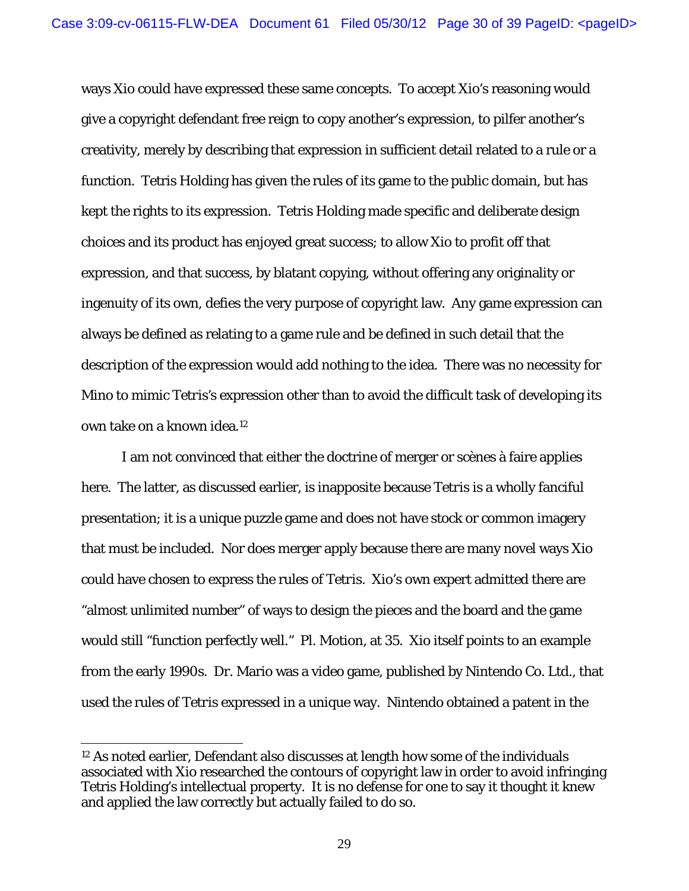ways Xio could have expressed these same concepts. To accept Xio's reasoning would give a copyright defendant free reign to copy another's expression, to pilfer another's creativity, merely by describing that expression in sufficient detail related to a rule or a function. Tetris Holding has given the rules of its game to the public domain, but has kept the rights to its expression. Tetris Holding made specific and deliberate design choices and its product has enjoyed great success; to allow Xio to profit off that expression, and that success, by blatant copying, without offering any originality or ingenuity of its own, defies the very purpose of copyright law. Any game expression can always be defined as relating to a game rule and be defined in such detail that the description of the expression would add nothing to the idea. There was no necessity for Mino to mimic Tetris's expression other than to avoid the difficult task of developing its own take on a known idea.[12]

I am not convinced that either the doctrine of merger or scènes à faire applies here. The latter, as discussed earlier, is inapposite because Tetris is a wholly fanciful presentation; it is a unique puzzle game and does not have stock or common imagery that must be included. Nor does merger apply because there are many novel ways Xio could have chosen to express the rules of Tetris. Xio's own expert admitted there are "almost unlimited number" of ways to design the pieces and the board and the game would still "function perfectly well." Pl. Motion, at 35. Xio itself points to an example from the early 1990s. Dr. Mario was a video game, published by Nintendo Co. Ltd., that used the rules of Tetris expressed in a unique way. Nintendo obtained a patent in the

---

[12] As noted earlier, Defendant also discusses at length how some of the individuals associated with Xio researched the contours of copyright law in order to avoid infringing Tetris Holding's intellectual property. It is no defense for one to say it thought it knew and applied the law correctly but actually failed to do so.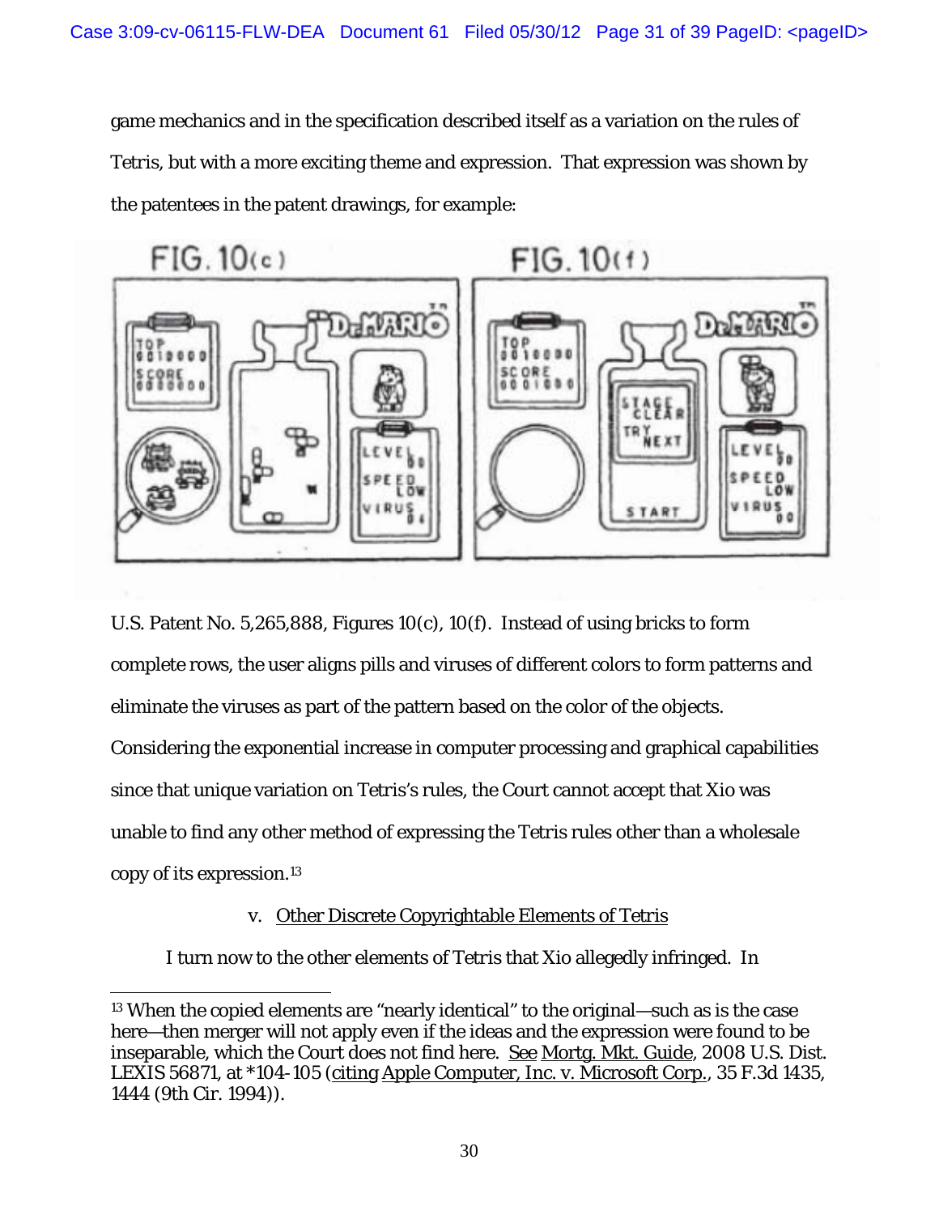game mechanics and in the specification described itself as a variation on the rules of Tetris, but with a more exciting theme and expression. That expression was shown by the patentees in the patent drawings, for example:

U.S. Patent No. 5,265,888, Figures 10(c), 10(f). Instead of using bricks to form complete rows, the user aligns pills and viruses of different colors to form patterns and eliminate the viruses as part of the pattern based on the color of the objects. Considering the exponential increase in computer processing and graphical capabilities since that unique variation on Tetris's rules, the Court cannot accept that Xio was unable to find any other method of expressing the Tetris rules other than a wholesale copy of its expression.[13]

v. Other Discrete Copyrightable Elements of Tetris

I turn now to the other elements of Tetris that Xio allegedly infringed. In

---

[13] When the copied elements are "nearly identical" to the original—such as is the case here—then merger will not apply even if the ideas and the expression were found to be inseparable, which the Court does not find here. See Mortg. Mkt. Guide, 2008 U.S. Dist. LEXIS 56871, at *104-105 (citing Apple Computer, Inc. v. Microsoft Corp., 35 F.3d 1435, 1444 (9th Cir. 1994)).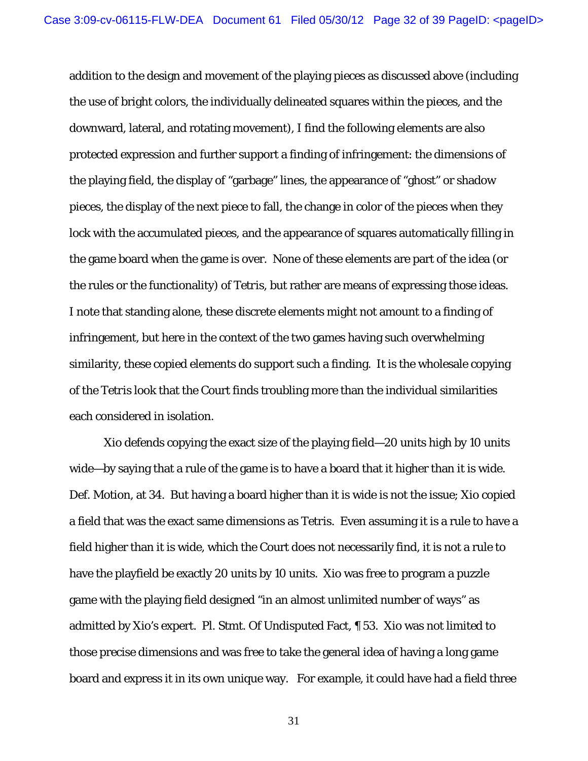addition to the design and movement of the playing pieces as discussed above (including the use of bright colors, the individually delineated squares within the pieces, and the downward, lateral, and rotating movement), I find the following elements are also protected expression and further support a finding of infringement: the dimensions of the playing field, the display of "garbage" lines, the appearance of "ghost" or shadow pieces, the display of the next piece to fall, the change in color of the pieces when they lock with the accumulated pieces, and the appearance of squares automatically filling in the game board when the game is over. None of these elements are part of the idea (or the rules or the functionality) of Tetris, but rather are means of expressing those ideas. I note that standing alone, these discrete elements might not amount to a finding of infringement, but here in the context of the two games having such overwhelming similarity, these copied elements do support such a finding. It is the wholesale copying of the Tetris look that the Court finds troubling more than the individual similarities each considered in isolation.

Xio defends copying the exact size of the playing field—20 units high by 10 units wide—by saying that a rule of the game is to have a board that it higher than it is wide. Def. Motion, at 34. But having a board higher than it is wide is not the issue; Xio copied a field that was the exact same dimensions as Tetris. Even assuming it is a rule to have a field higher than it is wide, which the Court does not necessarily find, it is not a rule to have the playfield be exactly 20 units by 10 units. Xio was free to program a puzzle game with the playing field designed "in an almost unlimited number of ways" as admitted by Xio's expert. Pl. Stmt. Of Undisputed Fact, ¶ 53. Xio was not limited to those precise dimensions and was free to take the general idea of having a long game board and express it in its own unique way. For example, it could have had a field three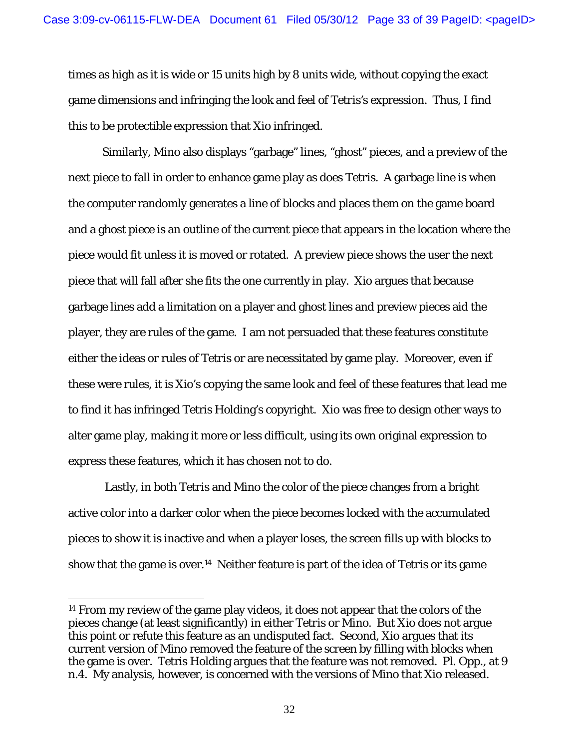times as high as it is wide or 15 units high by 8 units wide, without copying the exact game dimensions and infringing the look and feel of Tetris's expression. Thus, I find this to be protectible expression that Xio infringed.

Similarly, Mino also displays "garbage" lines, "ghost" pieces, and a preview of the next piece to fall in order to enhance game play as does Tetris. A garbage line is when the computer randomly generates a line of blocks and places them on the game board and a ghost piece is an outline of the current piece that appears in the location where the piece would fit unless it is moved or rotated. A preview piece shows the user the next piece that will fall after she fits the one currently in play. Xio argues that because garbage lines add a limitation on a player and ghost lines and preview pieces aid the player, they are rules of the game. I am not persuaded that these features constitute either the ideas or rules of Tetris or are necessitated by game play. Moreover, even if these were rules, it is Xio's copying the same look and feel of these features that lead me to find it has infringed Tetris Holding's copyright. Xio was free to design other ways to alter game play, making it more or less difficult, using its own original expression to express these features, which it has chosen not to do.

Lastly, in both Tetris and Mino the color of the piece changes from a bright active color into a darker color when the piece becomes locked with the accumulated pieces to show it is inactive and when a player loses, the screen fills up with blocks to show that the game is over.[14] Neither feature is part of the idea of Tetris or its game

---

[14] From my review of the game play videos, it does not appear that the colors of the pieces change (at least significantly) in either Tetris or Mino. But Xio does not argue this point or refute this feature as an undisputed fact. Second, Xio argues that its current version of Mino removed the feature of the screen by filling with blocks when the game is over. Tetris Holding argues that the feature was not removed. Pl. Opp., at 9 n.4. My analysis, however, is concerned with the versions of Mino that Xio released.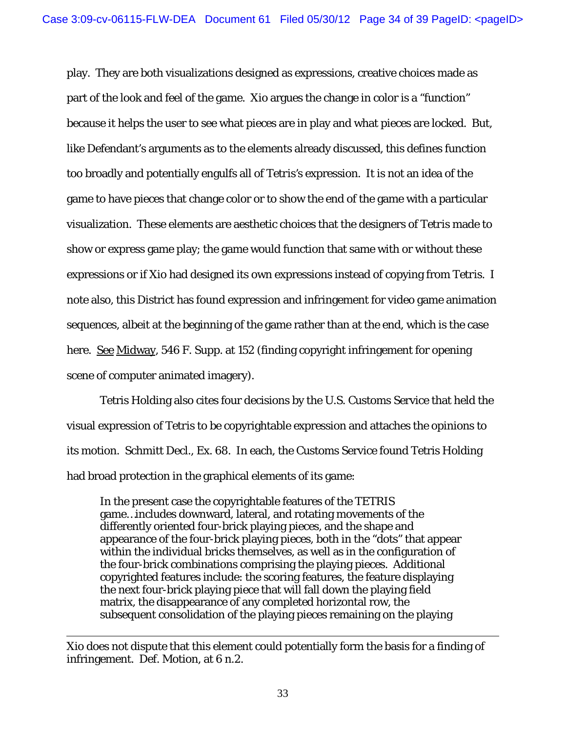play. They are both visualizations designed as expressions, creative choices made as part of the look and feel of the game. Xio argues the change in color is a "function" because it helps the user to see what pieces are in play and what pieces are locked. But, like Defendant's arguments as to the elements already discussed, this defines function too broadly and potentially engulfs all of Tetris's expression. It is not an idea of the game to have pieces that change color or to show the end of the game with a particular visualization. These elements are aesthetic choices that the designers of Tetris made to show or express game play; the game would function that same with or without these expressions or if Xio had designed its own expressions instead of copying from Tetris. I note also, this District has found expression and infringement for video game animation sequences, albeit at the beginning of the game rather than at the end, which is the case here. See Midway, 546 F. Supp. at 152 (finding copyright infringement for opening scene of computer animated imagery).

Tetris Holding also cites four decisions by the U.S. Customs Service that held the visual expression of Tetris to be copyrightable expression and attaches the opinions to its motion. Schmitt Decl., Ex. 68. In each, the Customs Service found Tetris Holding had broad protection in the graphical elements of its game:

> In the present case the copyrightable features of the TETRIS game…includes downward, lateral, and rotating movements of the differently oriented four-brick playing pieces, and the shape and appearance of the four-brick playing pieces, both in the "dots" that appear within the individual bricks themselves, as well as in the configuration of the four-brick combinations comprising the playing pieces. Additional copyrighted features include: the scoring features, the feature displaying the next four-brick playing piece that will fall down the playing field matrix, the disappearance of any completed horizontal row, the subsequent consolidation of the playing pieces remaining on the playing

---

Xio does not dispute that this element could potentially form the basis for a finding of infringement. Def. Motion, at 6 n.2.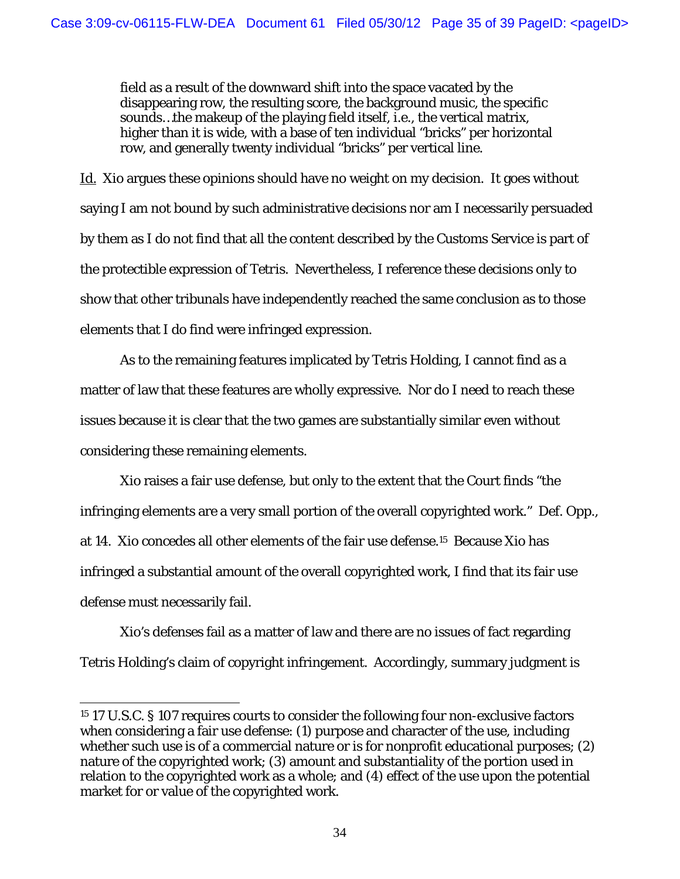> field as a result of the downward shift into the space vacated by the disappearing row, the resulting score, the background music, the specific sounds…the makeup of the playing field itself, i.e., the vertical matrix, higher than it is wide, with a base of ten individual "bricks" per horizontal row, and generally twenty individual "bricks" per vertical line.

Id. Xio argues these opinions should have no weight on my decision. It goes without saying I am not bound by such administrative decisions nor am I necessarily persuaded by them as I do not find that all the content described by the Customs Service is part of the protectible expression of Tetris. Nevertheless, I reference these decisions only to show that other tribunals have independently reached the same conclusion as to those elements that I do find were infringed expression.

As to the remaining features implicated by Tetris Holding, I cannot find as a matter of law that these features are wholly expressive. Nor do I need to reach these issues because it is clear that the two games are substantially similar even without considering these remaining elements.

Xio raises a fair use defense, but only to the extent that the Court finds "the infringing elements are a very small portion of the overall copyrighted work." Def. Opp., at 14. Xio concedes all other elements of the fair use defense.[15] Because Xio has infringed a substantial amount of the overall copyrighted work, I find that its fair use defense must necessarily fail.

Xio's defenses fail as a matter of law and there are no issues of fact regarding Tetris Holding's claim of copyright infringement. Accordingly, summary judgment is

---

[15] 17 U.S.C. § 107 requires courts to consider the following four non-exclusive factors when considering a fair use defense: (1) purpose and character of the use, including whether such use is of a commercial nature or is for nonprofit educational purposes; (2) nature of the copyrighted work; (3) amount and substantiality of the portion used in relation to the copyrighted work as a whole; and (4) effect of the use upon the potential market for or value of the copyrighted work.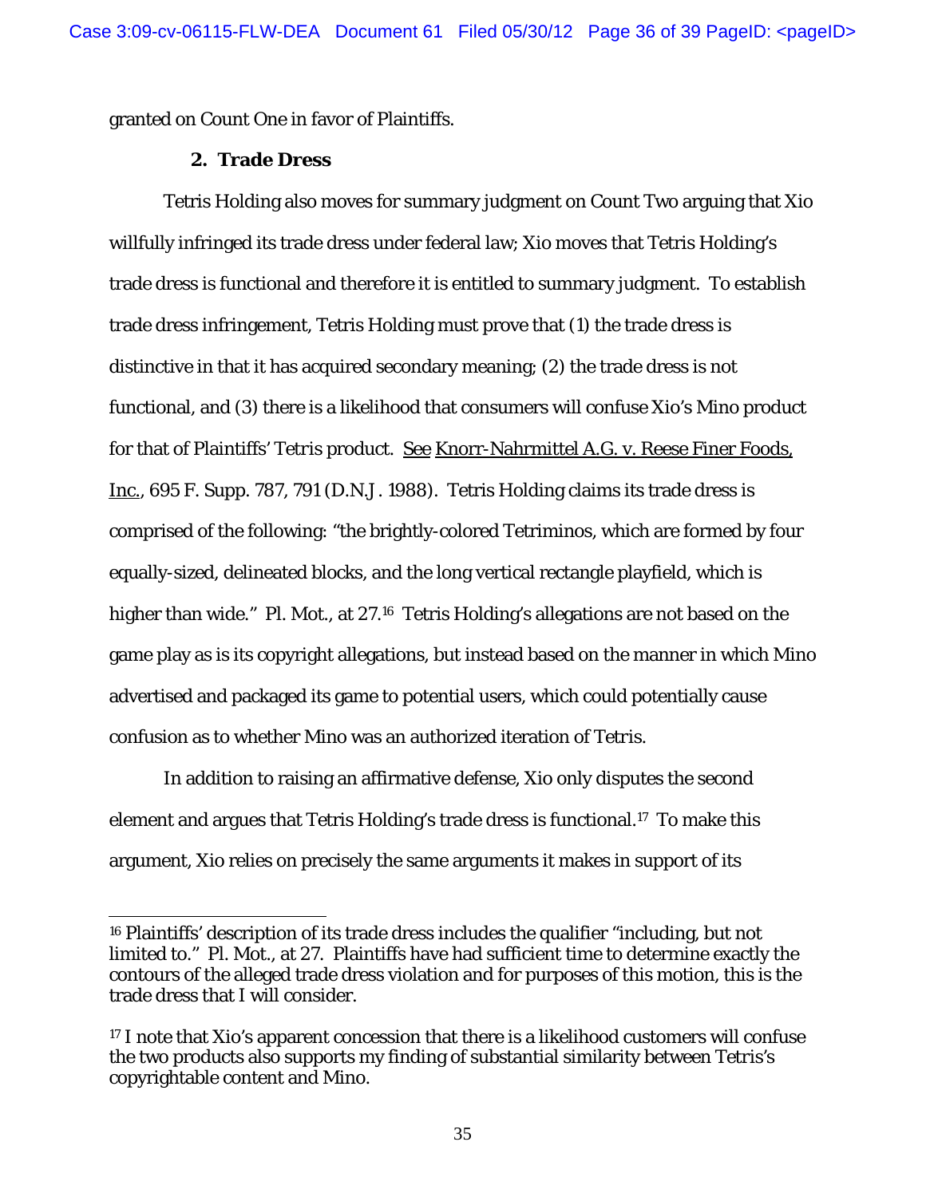granted on Count One in favor of Plaintiffs.

### 2. Trade Dress

Tetris Holding also moves for summary judgment on Count Two arguing that Xio willfully infringed its trade dress under federal law; Xio moves that Tetris Holding's trade dress is functional and therefore it is entitled to summary judgment. To establish trade dress infringement, Tetris Holding must prove that (1) the trade dress is distinctive in that it has acquired secondary meaning; (2) the trade dress is not functional, and (3) there is a likelihood that consumers will confuse Xio's Mino product for that of Plaintiffs' Tetris product. See Knorr-Nahrmittel A.G. v. Reese Finer Foods, Inc., 695 F. Supp. 787, 791 (D.N.J. 1988). Tetris Holding claims its trade dress is comprised of the following: "the brightly-colored Tetriminos, which are formed by four equally-sized, delineated blocks, and the long vertical rectangle playfield, which is higher than wide." Pl. Mot., at 27.[16] Tetris Holding's allegations are not based on the game play as is its copyright allegations, but instead based on the manner in which Mino advertised and packaged its game to potential users, which could potentially cause confusion as to whether Mino was an authorized iteration of Tetris.

In addition to raising an affirmative defense, Xio only disputes the second element and argues that Tetris Holding's trade dress is functional.[17] To make this argument, Xio relies on precisely the same arguments it makes in support of its

---

[16] Plaintiffs' description of its trade dress includes the qualifier "including, but not limited to." Pl. Mot., at 27. Plaintiffs have had sufficient time to determine exactly the contours of the alleged trade dress violation and for purposes of this motion, this is the trade dress that I will consider.

[17] I note that Xio's apparent concession that there is a likelihood customers will confuse the two products also supports my finding of substantial similarity between Tetris's copyrightable content and Mino.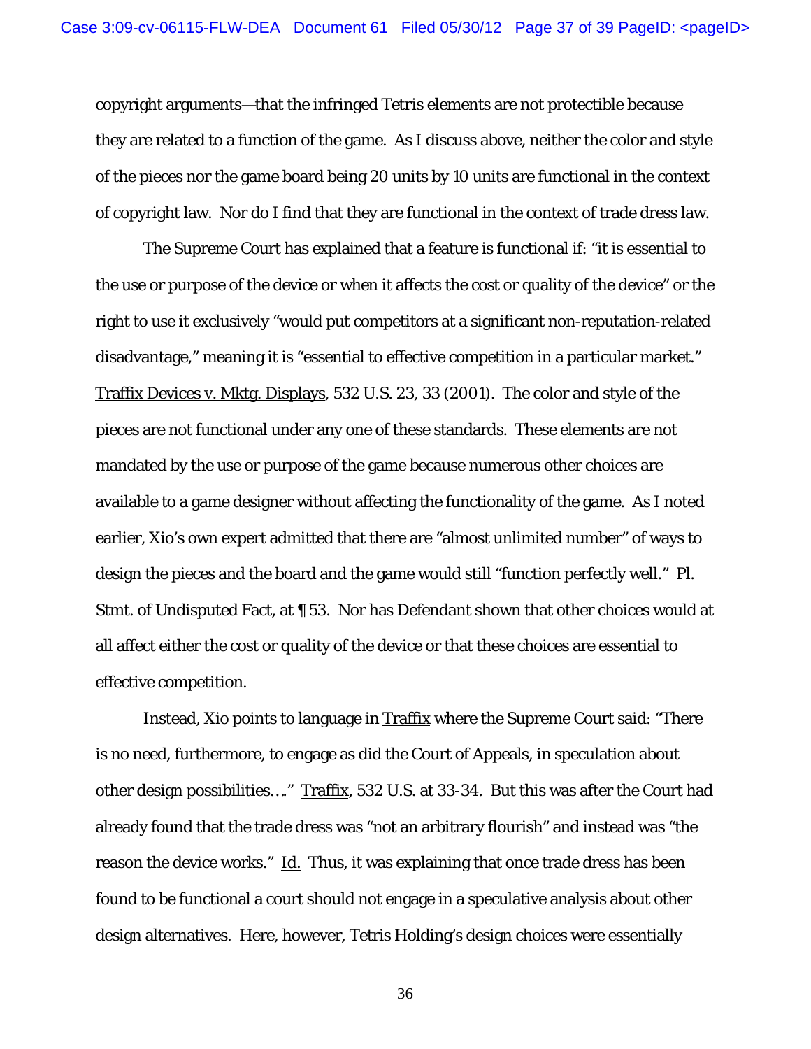copyright arguments—that the infringed Tetris elements are not protectible because they are related to a function of the game. As I discuss above, neither the color and style of the pieces nor the game board being 20 units by 10 units are functional in the context of copyright law. Nor do I find that they are functional in the context of trade dress law.

The Supreme Court has explained that a feature is functional if: "it is essential to the use or purpose of the device or when it affects the cost or quality of the device" or the right to use it exclusively "would put competitors at a significant non-reputation-related disadvantage," meaning it is "essential to effective competition in a particular market." Traffix Devices v. Mktg. Displays, 532 U.S. 23, 33 (2001). The color and style of the pieces are not functional under any one of these standards. These elements are not mandated by the use or purpose of the game because numerous other choices are available to a game designer without affecting the functionality of the game. As I noted earlier, Xio's own expert admitted that there are "almost unlimited number" of ways to design the pieces and the board and the game would still "function perfectly well." Pl. Stmt. of Undisputed Fact, at ¶ 53. Nor has Defendant shown that other choices would at all affect either the cost or quality of the device or that these choices are essential to effective competition.

Instead, Xio points to language in Traffix where the Supreme Court said: "There is no need, furthermore, to engage as did the Court of Appeals, in speculation about other design possibilities…." Traffix, 532 U.S. at 33-34. But this was after the Court had already found that the trade dress was "not an arbitrary flourish" and instead was "the reason the device works." Id. Thus, it was explaining that once trade dress has been found to be functional a court should not engage in a speculative analysis about other design alternatives. Here, however, Tetris Holding's design choices were essentially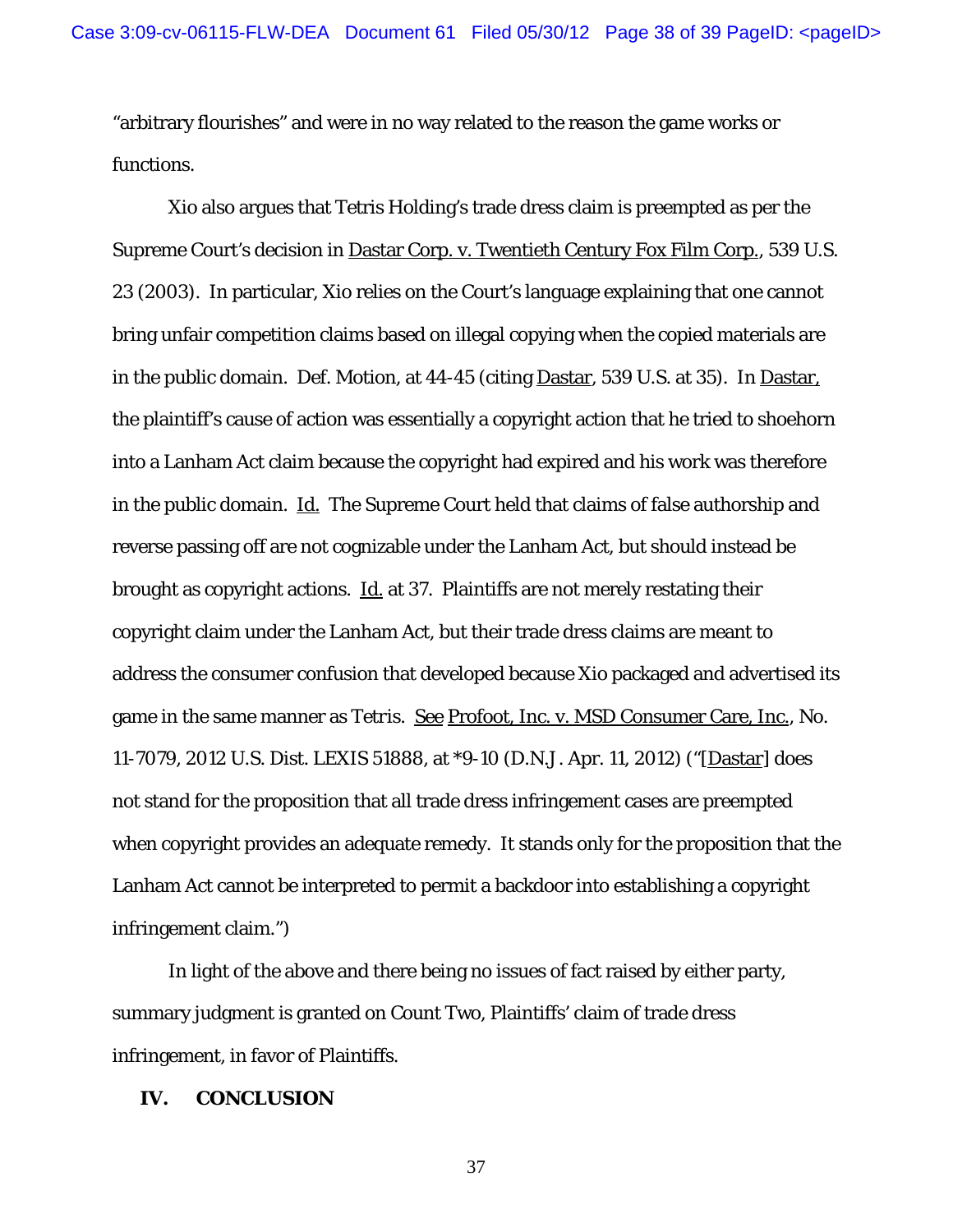"arbitrary flourishes" and were in no way related to the reason the game works or functions.

Xio also argues that Tetris Holding's trade dress claim is preempted as per the Supreme Court's decision in Dastar Corp. v. Twentieth Century Fox Film Corp., 539 U.S. 23 (2003). In particular, Xio relies on the Court's language explaining that one cannot bring unfair competition claims based on illegal copying when the copied materials are in the public domain. Def. Motion, at 44-45 (citing Dastar, 539 U.S. at 35). In Dastar, the plaintiff's cause of action was essentially a copyright action that he tried to shoehorn into a Lanham Act claim because the copyright had expired and his work was therefore in the public domain. Id. The Supreme Court held that claims of false authorship and reverse passing off are not cognizable under the Lanham Act, but should instead be brought as copyright actions. Id. at 37. Plaintiffs are not merely restating their copyright claim under the Lanham Act, but their trade dress claims are meant to address the consumer confusion that developed because Xio packaged and advertised its game in the same manner as Tetris. See Profoot, Inc. v. MSD Consumer Care, Inc., No. 11-7079, 2012 U.S. Dist. LEXIS 51888, at *9-10 (D.N.J. Apr. 11, 2012) ("[Dastar] does not stand for the proposition that all trade dress infringement cases are preempted when copyright provides an adequate remedy. It stands only for the proposition that the Lanham Act cannot be interpreted to permit a backdoor into establishing a copyright infringement claim.")

In light of the above and there being no issues of fact raised by either party, summary judgment is granted on Count Two, Plaintiffs' claim of trade dress infringement, in favor of Plaintiffs.

## IV. CONCLUSION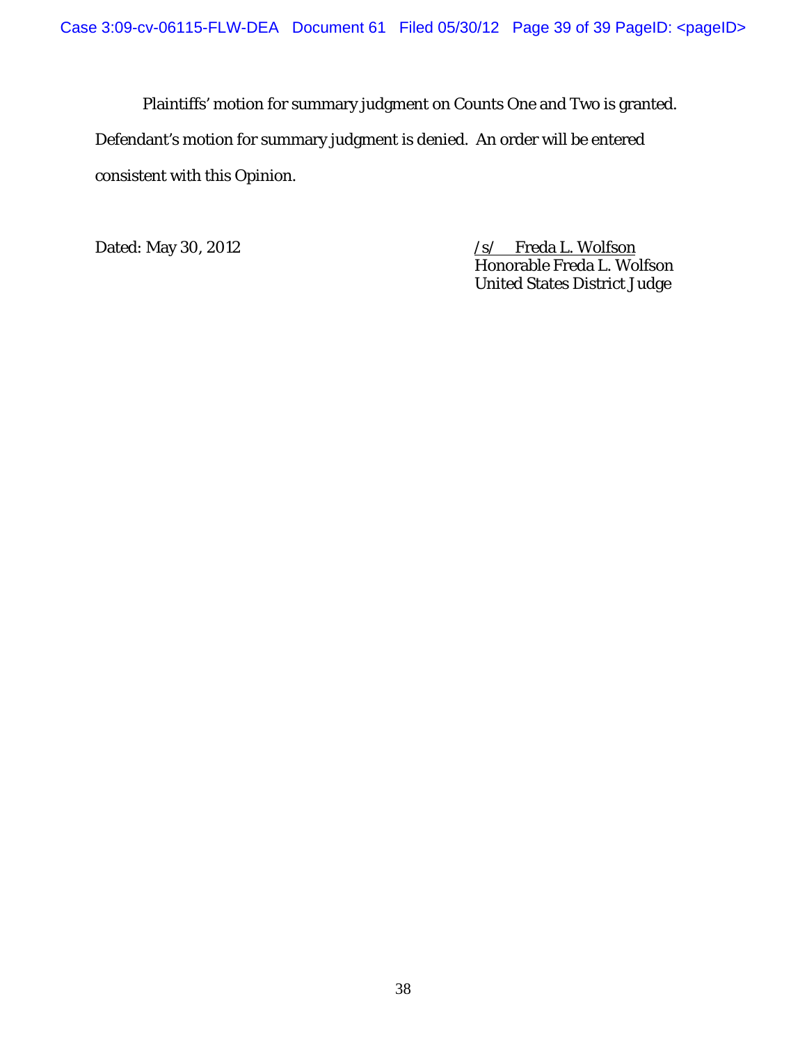Plaintiffs' motion for summary judgment on Counts One and Two is granted. Defendant's motion for summary judgment is denied. An order will be entered consistent with this Opinion.

Dated: May 30, 2012

/s/ Freda L. Wolfson
Honorable Freda L. Wolfson
United States District Judge